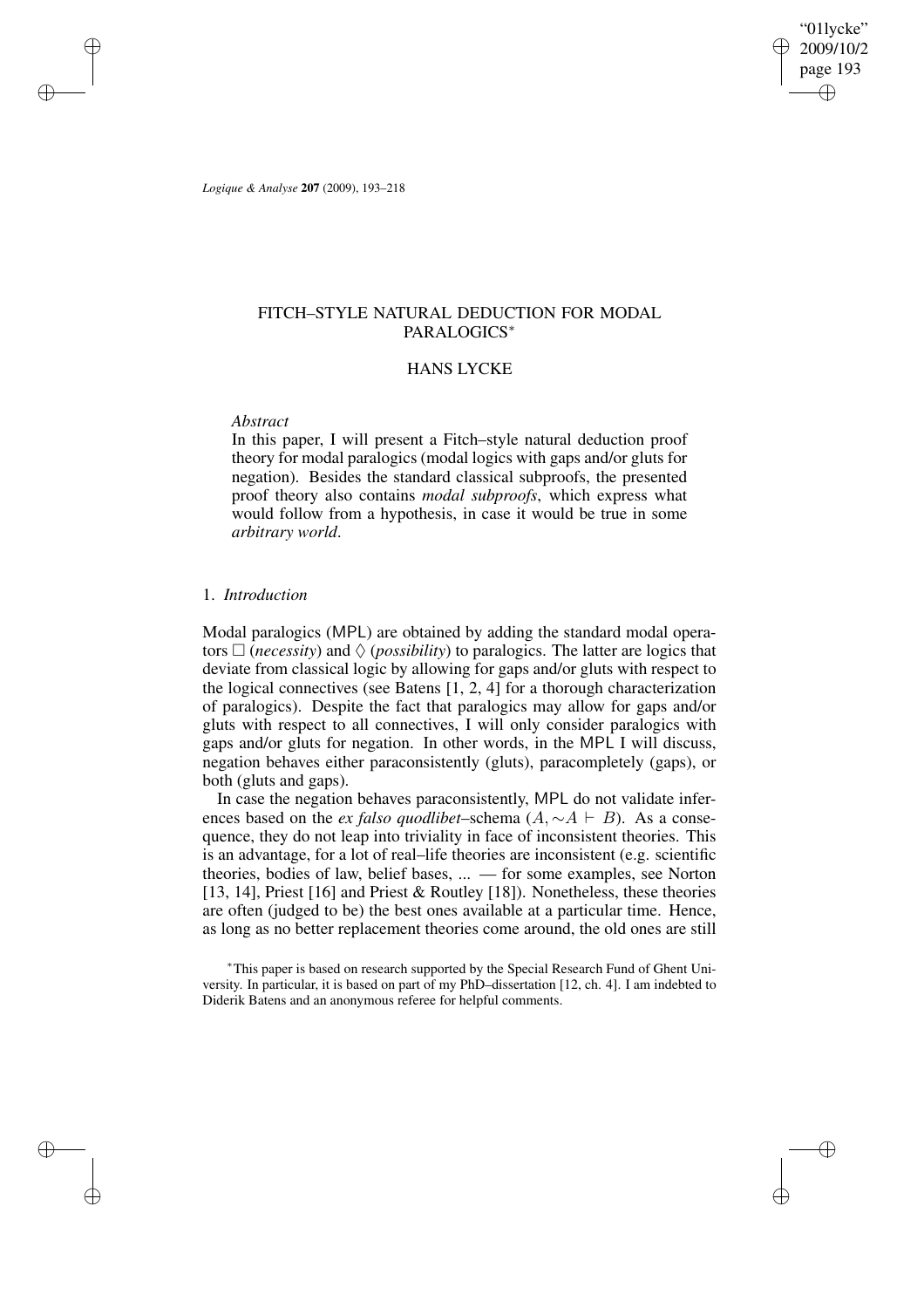# FITCH–STYLE NATURAL DEDUCTION FOR MODAL PARALOGICS*

## HANS LYCKE

*Abstract*

In this paper, I will present a Fitch–style natural deduction proof theory for modal paralogics (modal logics with gaps and/or gluts for negation). Besides the standard classical subproofs, the presented proof theory also contains *modal subproofs*, which express what would follow from a hypothesis, in case it would be true in some *arbitrary world*.

### 1. *Introduction*

Modal paralogics (MPL) are obtained by adding the standard modal operators $\Box$ (*necessity*) and $\Diamond$ (*possibility*) to paralogics. The latter are logics that deviate from classical logic by allowing for gaps and/or gluts with respect to the logical connectives (see Batens [1, 2, 4] for a thorough characterization of paralogics). Despite the fact that paralogics may allow for gaps and/or gluts with respect to all connectives, I will only consider paralogics with gaps and/or gluts for negation. In other words, in the MPL I will discuss, negation behaves either paraconsistently (gluts), paracompletely (gaps), or both (gluts and gaps).

In case the negation behaves paraconsistently, MPL do not validate inferences based on the *ex falso quodlibet*–schema ($A, {\sim}A \vdash B$). As a consequence, they do not leap into triviality in face of inconsistent theories. This is an advantage, for a lot of real–life theories are inconsistent (e.g. scientific theories, bodies of law, belief bases, ... — for some examples, see Norton [13, 14], Priest [16] and Priest & Routley [18]). Nonetheless, these theories are often (judged to be) the best ones available at a particular time. Hence, as long as no better replacement theories come around, the old ones are still

*This paper is based on research supported by the Special Research Fund of Ghent University. In particular, it is based on part of my PhD–dissertation [12, ch. 4]. I am indebted to Diderik Batens and an anonymous referee for helpful comments.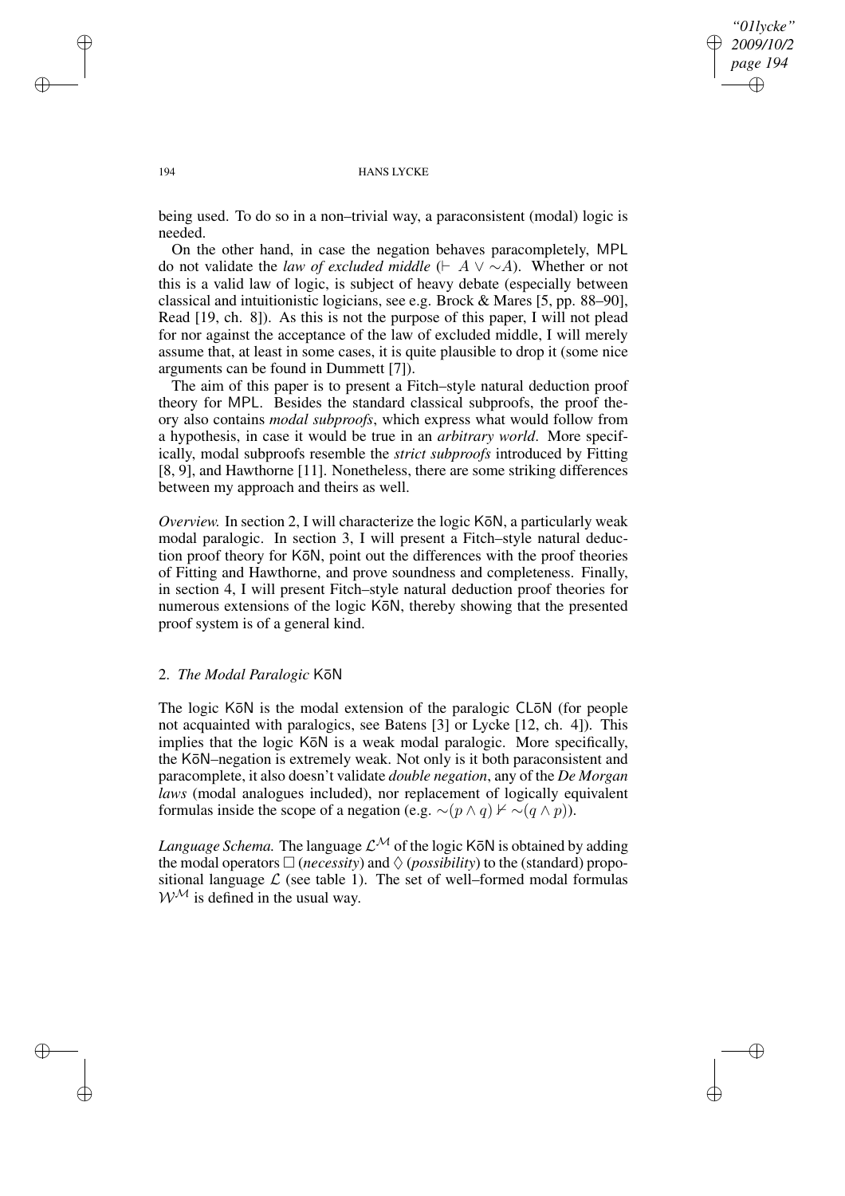being used. To do so in a non–trivial way, a paraconsistent (modal) logic is needed.

On the other hand, in case the negation behaves paracompletely, MPL do not validate the *law of excluded middle* ($\vdash A \vee \sim A$). Whether or not this is a valid law of logic, is subject of heavy debate (especially between classical and intuitionistic logicians, see e.g. Brock & Mares [5, pp. 88–90], Read [19, ch. 8]). As this is not the purpose of this paper, I will not plead for nor against the acceptance of the law of excluded middle, I will merely assume that, at least in some cases, it is quite plausible to drop it (some nice arguments can be found in Dummett [7]).

The aim of this paper is to present a Fitch–style natural deduction proof theory for MPL. Besides the standard classical subproofs, the proof theory also contains *modal subproofs*, which express what would follow from a hypothesis, in case it would be true in an *arbitrary world*. More specifically, modal subproofs resemble the *strict subproofs* introduced by Fitting [8, 9], and Hawthorne [11]. Nonetheless, there are some striking differences between my approach and theirs as well.

*Overview.* In section 2, I will characterize the logic K$\bar{\text{o}}$N, a particularly weak modal paralogic. In section 3, I will present a Fitch–style natural deduction proof theory for K$\bar{\text{o}}$N, point out the differences with the proof theories of Fitting and Hawthorne, and prove soundness and completeness. Finally, in section 4, I will present Fitch–style natural deduction proof theories for numerous extensions of the logic K$\bar{\text{o}}$N, thereby showing that the presented proof system is of a general kind.

## 2. *The Modal Paralogic* K$\bar{\text{o}}$N

The logic K$\bar{\text{o}}$N is the modal extension of the paralogic CL$\bar{\text{o}}$N (for people not acquainted with paralogics, see Batens [3] or Lycke [12, ch. 4]). This implies that the logic K$\bar{\text{o}}$N is a weak modal paralogic. More specifically, the K$\bar{\text{o}}$N–negation is extremely weak. Not only is it both paraconsistent and paracomplete, it also doesn't validate *double negation*, any of the *De Morgan laws* (modal analogues included), nor replacement of logically equivalent formulas inside the scope of a negation (e.g. $\sim(p \wedge q) \nvdash \sim(q \wedge p)$).

*Language Schema.* The language $\mathcal{L}^{\mathcal{M}}$ of the logic K$\bar{\text{o}}$N is obtained by adding the modal operators $\Box$ (*necessity*) and $\Diamond$ (*possibility*) to the (standard) propositional language $\mathcal{L}$ (see table 1). The set of well–formed modal formulas $\mathcal{W}^{\mathcal{M}}$ is defined in the usual way.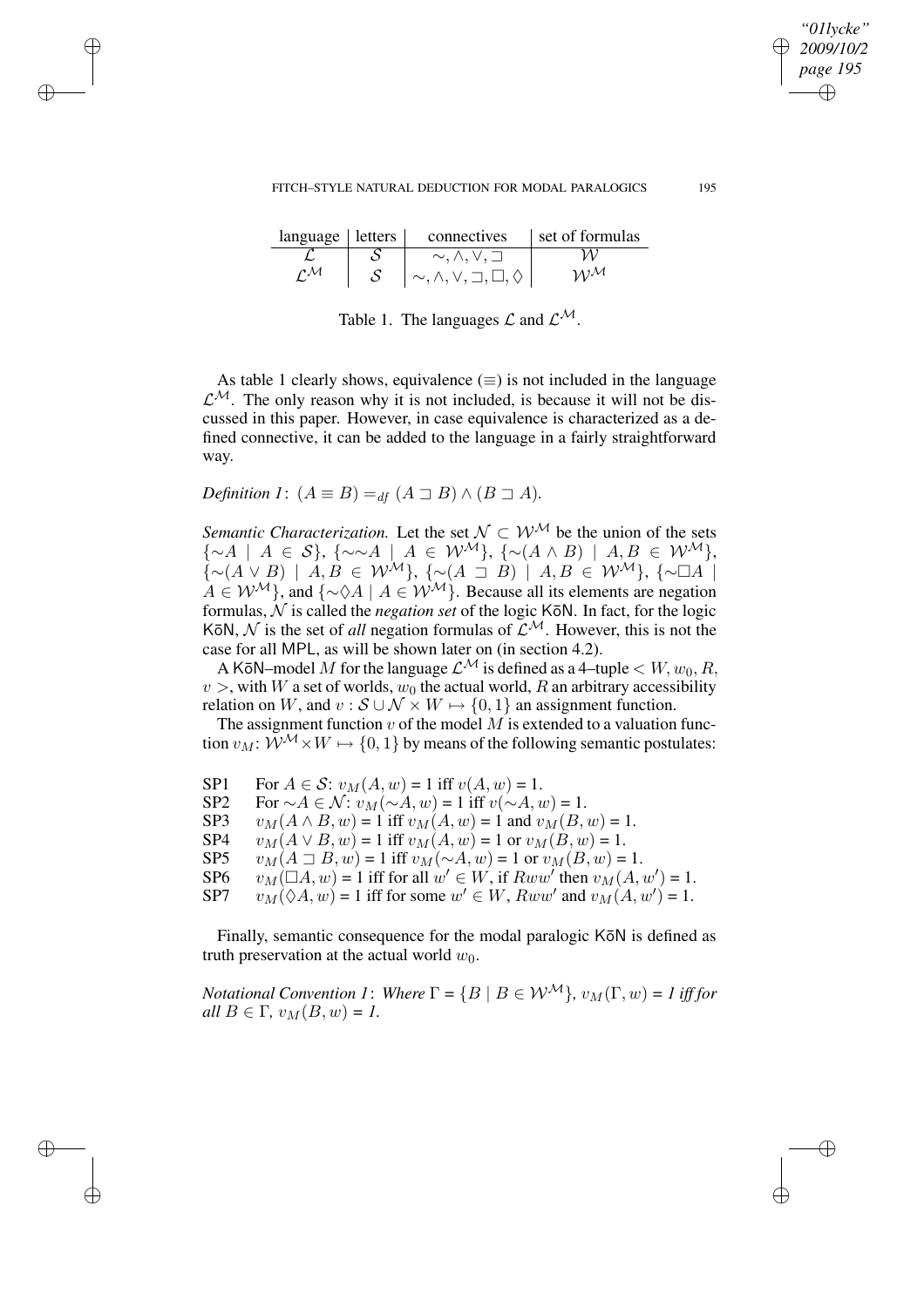| language | letters | connectives | set of formulas |
|---|---|---|---|
| $\mathcal{L}$ | $\mathcal{S}$ | $\sim, \wedge, \vee, \sqsupset$ | $\mathcal{W}$ |
| $\mathcal{L}^{\mathcal{M}}$ | $\mathcal{S}$ | $\sim, \wedge, \vee, \sqsupset, \Box, \Diamond$ | $\mathcal{W}^{\mathcal{M}}$ |

Table 1. The languages $\mathcal{L}$ and $\mathcal{L}^{\mathcal{M}}$.

As table 1 clearly shows, equivalence ($\equiv$) is not included in the language $\mathcal{L}^{\mathcal{M}}$. The only reason why it is not included, is because it will not be discussed in this paper. However, in case equivalence is characterized as a defined connective, it can be added to the language in a fairly straightforward way.

*Definition 1*: $(A \equiv B) =_{df} (A \sqsupset B) \wedge (B \sqsupset A)$.

*Semantic Characterization.* Let the set $\mathcal{N} \subset \mathcal{W}^{\mathcal{M}}$ be the union of the sets $\{\sim A \mid A \in \mathcal{S}\}$, $\{\sim\sim A \mid A \in \mathcal{W}^{\mathcal{M}}\}$, $\{\sim(A \wedge B) \mid A, B \in \mathcal{W}^{\mathcal{M}}\}$, $\{\sim(A \vee B) \mid A, B \in \mathcal{W}^{\mathcal{M}}\}$, $\{\sim(A \sqsupset B) \mid A, B \in \mathcal{W}^{\mathcal{M}}\}$, $\{\sim\Box A \mid A \in \mathcal{W}^{\mathcal{M}}\}$, and $\{\sim\Diamond A \mid A \in \mathcal{W}^{\mathcal{M}}\}$. Because all its elements are negation formulas, $\mathcal{N}$ is called the *negation set* of the logic KōN. In fact, for the logic KōN, $\mathcal{N}$ is the set of *all* negation formulas of $\mathcal{L}^{\mathcal{M}}$. However, this is not the case for all MPL, as will be shown later on (in section 4.2).

A KōN–model $M$ for the language $\mathcal{L}^{\mathcal{M}}$ is defined as a 4–tuple $< W, w_0, R, v >$, with $W$ a set of worlds, $w_0$ the actual world, $R$ an arbitrary accessibility relation on $W$, and $v : \mathcal{S} \cup \mathcal{N} \times W \mapsto \{0, 1\}$ an assignment function.

The assignment function $v$ of the model $M$ is extended to a valuation function $v_M$: $\mathcal{W}^{\mathcal{M}} \times W \mapsto \{0, 1\}$ by means of the following semantic postulates:

- SP1 For $A \in \mathcal{S}$: $v_M(A, w) = 1$ iff $v(A, w) = 1$.
- SP2 For $\sim A \in \mathcal{N}$: $v_M(\sim A, w) = 1$ iff $v(\sim A, w) = 1$.
- SP3 $v_M(A \wedge B, w) = 1$ iff $v_M(A, w) = 1$ and $v_M(B, w) = 1$.
- SP4 $v_M(A \vee B, w) = 1$ iff $v_M(A, w) = 1$ or $v_M(B, w) = 1$.
- SP5 $v_M(A \sqsupset B, w) = 1$ iff $v_M(\sim A, w) = 1$ or $v_M(B, w) = 1$.
- SP6 $v_M(\Box A, w) = 1$ iff for all $w' \in W$, if $Rww'$ then $v_M(A, w') = 1$.
- SP7 $v_M(\Diamond A, w) = 1$ iff for some $w' \in W$, $Rww'$ and $v_M(A, w') = 1$.

Finally, semantic consequence for the modal paralogic KōN is defined as truth preservation at the actual world $w_0$.

*Notational Convention 1*: *Where* $\Gamma = \{B \mid B \in \mathcal{W}^{\mathcal{M}}\}$*,* $v_M(\Gamma, w) = 1$ *iff for all* $B \in \Gamma$*,* $v_M(B, w) = 1$*.*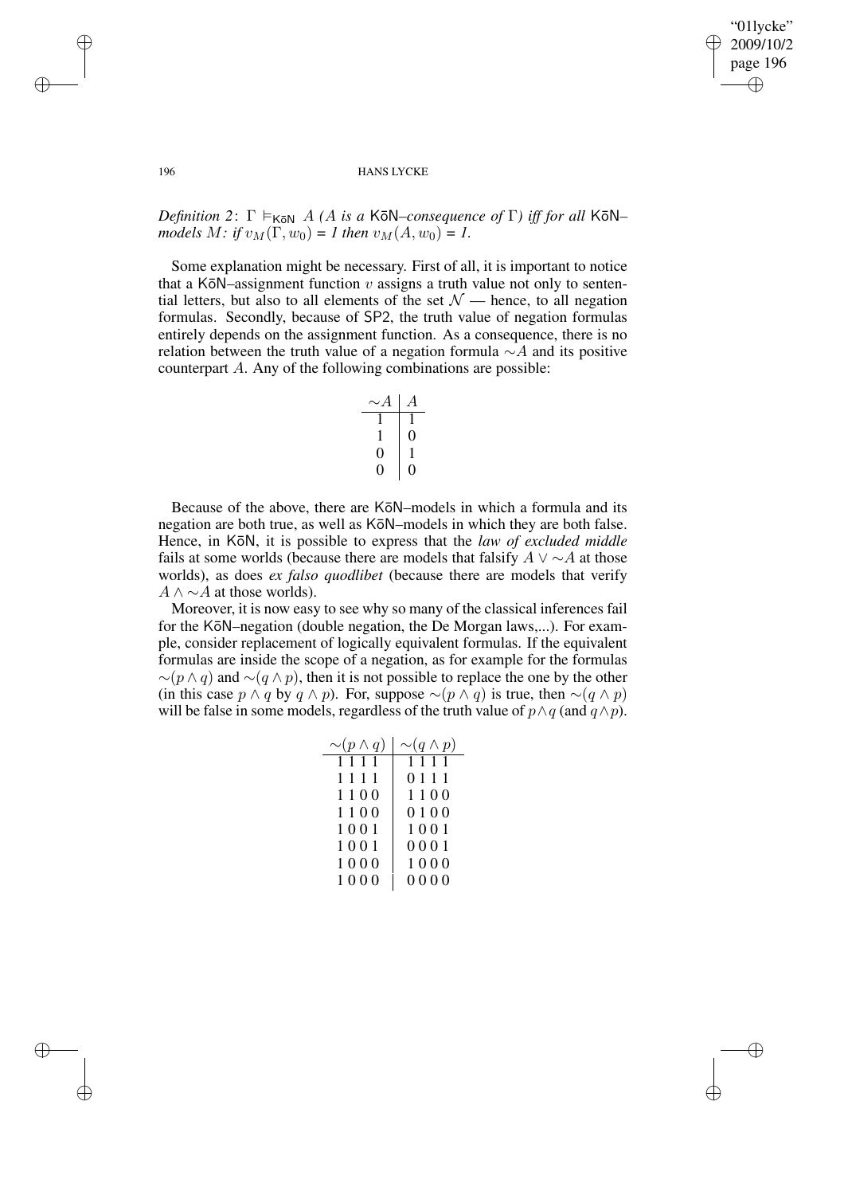*Definition 2*: $\Gamma \vDash_{\mathsf{K\bar{o}N}} A$ (*A is a* K$\bar{\text{o}}$N*–consequence of* $\Gamma$) *iff for all* K$\bar{\text{o}}$N*–models* $M$*: if* $v_M(\Gamma, w_0)$ *= 1 then* $v_M(A, w_0)$ *= 1.*

Some explanation might be necessary. First of all, it is important to notice that a K$\bar{\text{o}}$N–assignment function $v$ assigns a truth value not only to sentential letters, but also to all elements of the set $\mathcal{N}$ — hence, to all negation formulas. Secondly, because of SP2, the truth value of negation formulas entirely depends on the assignment function. As a consequence, there is no relation between the truth value of a negation formula $\sim A$ and its positive counterpart $A$. Any of the following combinations are possible:

| $\sim A$ | $A$ |
|---|---|
| 1 | 1 |
| 1 | 0 |
| 0 | 1 |
| 0 | 0 |

Because of the above, there are K$\bar{\text{o}}$N–models in which a formula and its negation are both true, as well as K$\bar{\text{o}}$N–models in which they are both false. Hence, in K$\bar{\text{o}}$N, it is possible to express that the *law of excluded middle* fails at some worlds (because there are models that falsify $A \vee \sim A$ at those worlds), as does *ex falso quodlibet* (because there are models that verify $A \wedge \sim A$ at those worlds).

Moreover, it is now easy to see why so many of the classical inferences fail for the K$\bar{\text{o}}$N–negation (double negation, the De Morgan laws,...). For example, consider replacement of logically equivalent formulas. If the equivalent formulas are inside the scope of a negation, as for example for the formulas $\sim(p \wedge q)$ and $\sim(q \wedge p)$, then it is not possible to replace the one by the other (in this case $p \wedge q$ by $q \wedge p$). For, suppose $\sim(p \wedge q)$ is true, then $\sim(q \wedge p)$ will be false in some models, regardless of the truth value of $p \wedge q$ (and $q \wedge p$).

| $\sim(p \wedge q)$ | $\sim(q \wedge p)$ |
|---|---|
| 1 1 1 1 | 1 1 1 1 |
| 1 1 1 1 | 0 1 1 1 |
| 1 1 0 0 | 1 1 0 0 |
| 1 1 0 0 | 0 1 0 0 |
| 1 0 0 1 | 1 0 0 1 |
| 1 0 0 1 | 0 0 0 1 |
| 1 0 0 0 | 1 0 0 0 |
| 1 0 0 0 | 0 0 0 0 |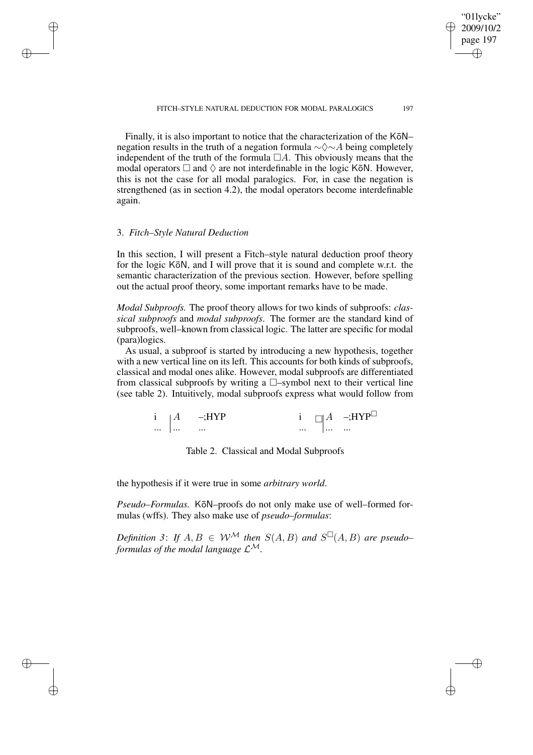Finally, it is also important to notice that the characterization of the K$\bar{\text{o}}$N–negation results in the truth of a negation formula $\sim\Diamond\sim A$ being completely independent of the truth of the formula $\Box A$. This obviously means that the modal operators $\Box$ and $\Diamond$ are not interdefinable in the logic K$\bar{\text{o}}$N. However, this is not the case for all modal paralogics. For, in case the negation is strengthened (as in section 4.2), the modal operators become interdefinable again.

## 3. *Fitch–Style Natural Deduction*

In this section, I will present a Fitch–style natural deduction proof theory for the logic K$\bar{\text{o}}$N, and I will prove that it is sound and complete w.r.t. the semantic characterization of the previous section. However, before spelling out the actual proof theory, some important remarks have to be made.

*Modal Subproofs.* The proof theory allows for two kinds of subproofs: *classical subproofs* and *modal subproofs*. The former are the standard kind of subproofs, well–known from classical logic. The latter are specific for modal (para)logics.

As usual, a subproof is started by introducing a new hypothesis, together with a new vertical line on its left. This accounts for both kinds of subproofs, classical and modal ones alike. However, modal subproofs are differentiated from classical subproofs by writing a $\Box$–symbol next to their vertical line (see table 2). Intuitively, modal subproofs express what would follow from

| | | | | | | |
|---|---|---|---|---|---|---|
| i | $\mid A$ | –;HYP | | i | $\Box\mid A$ | –;HYP$^{\Box}$ |
| ... | $\mid$ ... | ... | | ... | $\mid$ ... | ... |

Table 2. Classical and Modal Subproofs

the hypothesis if it were true in some *arbitrary world*.

*Pseudo–Formulas.* K$\bar{\text{o}}$N–proofs do not only make use of well–formed formulas (wffs). They also make use of *pseudo–formulas*:

*Definition 3*: *If $A, B \in \mathcal{W}^{\mathcal{M}}$ then $S(A, B)$ and $S^{\Box}(A, B)$ are pseudo–formulas of the modal language $\mathcal{L}^{\mathcal{M}}$.*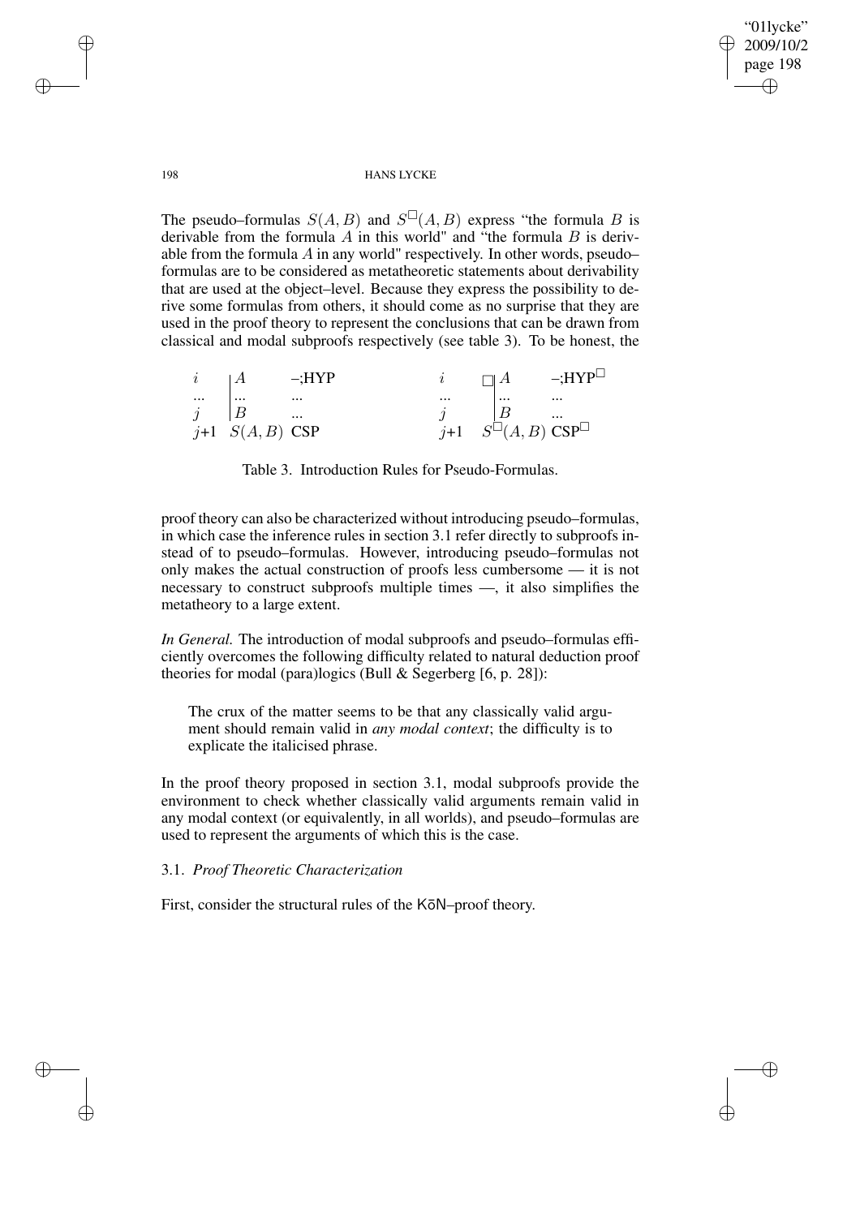The pseudo–formulas $S(A, B)$ and $S^{\Box}(A, B)$ express "the formula $B$ is derivable from the formula $A$ in this world" and "the formula $B$ is derivable from the formula $A$ in any world" respectively. In other words, pseudo–formulas are to be considered as metatheoretic statements about derivability that are used at the object–level. Because they express the possibility to derive some formulas from others, it should come as no surprise that they are used in the proof theory to represent the conclusions that can be drawn from classical and modal subproofs respectively (see table 3). To be honest, the

| | | | | | |
|---|---|---|---|---|---|
| $i$ | $\mid A$ | –;HYP | $i$ | $\Box\mid A$ | –;HYP$^{\Box}$ |
| ... | $\mid$ ... | ... | ... | $\mid$ ... | ... |
| $j$ | $\mid B$ | ... | $j$ | $\mid B$ | ... |
| $j$+1 | $S(A, B)$ | CSP | $j$+1 | $S^{\Box}(A, B)$ | CSP$^{\Box}$ |

Table 3. Introduction Rules for Pseudo-Formulas.

proof theory can also be characterized without introducing pseudo–formulas, in which case the inference rules in section 3.1 refer directly to subproofs instead of to pseudo–formulas. However, introducing pseudo–formulas not only makes the actual construction of proofs less cumbersome — it is not necessary to construct subproofs multiple times —, it also simplifies the metatheory to a large extent.

*In General.* The introduction of modal subproofs and pseudo–formulas efficiently overcomes the following difficulty related to natural deduction proof theories for modal (para)logics (Bull & Segerberg [6, p. 28]):

> The crux of the matter seems to be that any classically valid argument should remain valid in *any modal context*; the difficulty is to explicate the italicised phrase.

In the proof theory proposed in section 3.1, modal subproofs provide the environment to check whether classically valid arguments remain valid in any modal context (or equivalently, in all worlds), and pseudo–formulas are used to represent the arguments of which this is the case.

### 3.1. *Proof Theoretic Characterization*

First, consider the structural rules of the KōN–proof theory.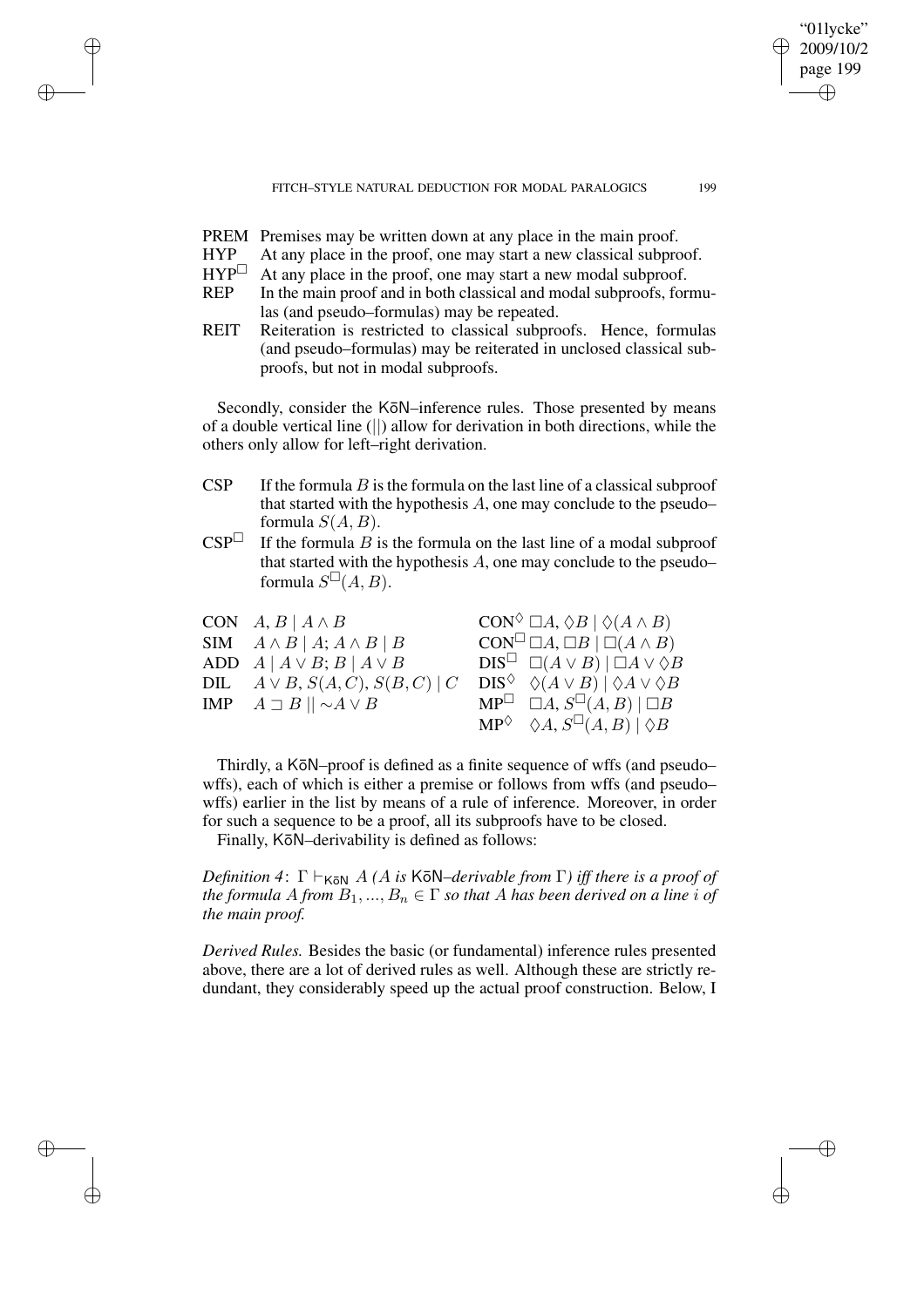PREM Premises may be written down at any place in the main proof.

HYP At any place in the proof, one may start a new classical subproof.

$\text{HYP}^{\Box}$ At any place in the proof, one may start a new modal subproof.

REP In the main proof and in both classical and modal subproofs, formulas (and pseudo–formulas) may be repeated.

REIT Reiteration is restricted to classical subproofs. Hence, formulas (and pseudo–formulas) may be reiterated in unclosed classical subproofs, but not in modal subproofs.

Secondly, consider the K$\bar{o}$N–inference rules. Those presented by means of a double vertical line (||) allow for derivation in both directions, while the others only allow for left–right derivation.

CSP If the formula $B$ is the formula on the last line of a classical subproof that started with the hypothesis $A$, one may conclude to the pseudo–formula $S(A, B)$.

$\text{CSP}^{\Box}$ If the formula $B$ is the formula on the last line of a modal subproof that started with the hypothesis $A$, one may conclude to the pseudo–formula $S^{\Box}(A, B)$.

| | | | |
|---|---|---|---|
| CON | $A, B \mid A \wedge B$ | $\text{CON}^{\Diamond}$ | $\Box A, \Diamond B \mid \Diamond(A \wedge B)$ |
| SIM | $A \wedge B \mid A; A \wedge B \mid B$ | $\text{CON}^{\Box}$ | $\Box A, \Box B \mid \Box(A \wedge B)$ |
| ADD | $A \mid A \vee B; B \mid A \vee B$ | $\text{DIS}^{\Box}$ | $\Box(A \vee B) \mid \Box A \vee \Diamond B$ |
| DIL | $A \vee B, S(A, C), S(B, C) \mid C$ | $\text{DIS}^{\Diamond}$ | $\Diamond(A \vee B) \mid \Diamond A \vee \Diamond B$ |
| IMP | $A \sqsupset B \mid\mid \sim A \vee B$ | $\text{MP}^{\Box}$ | $\Box A, S^{\Box}(A, B) \mid \Box B$ |
| | | $\text{MP}^{\Diamond}$ | $\Diamond A, S^{\Box}(A, B) \mid \Diamond B$ |

Thirdly, a K$\bar{o}$N–proof is defined as a finite sequence of wffs (and pseudo–wffs), each of which is either a premise or follows from wffs (and pseudo–wffs) earlier in the list by means of a rule of inference. Moreover, in order for such a sequence to be a proof, all its subproofs have to be closed.

Finally, K$\bar{o}$N–derivability is defined as follows:

*Definition 4*: $\Gamma \vdash_{\mathsf{K\bar{o}N}} A$ *(A is* K$\bar{o}$N*–derivable from* $\Gamma$*) iff there is a proof of the formula* $A$ *from* $B_1, ..., B_n \in \Gamma$ *so that* $A$ *has been derived on a line* $i$ *of the main proof.*

*Derived Rules.* Besides the basic (or fundamental) inference rules presented above, there are a lot of derived rules as well. Although these are strictly redundant, they considerably speed up the actual proof construction. Below, I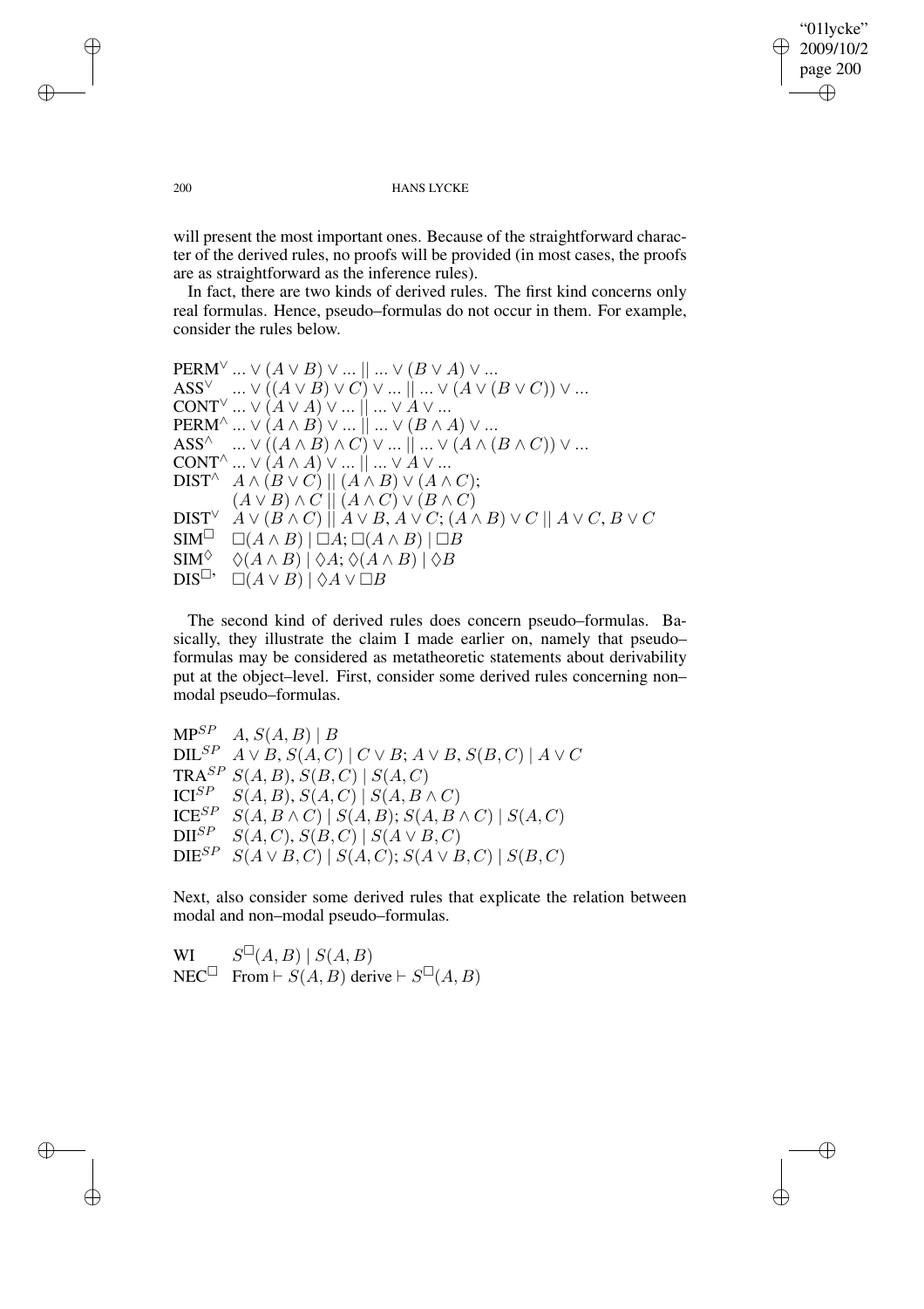will present the most important ones. Because of the straightforward character of the derived rules, no proofs will be provided (in most cases, the proofs are as straightforward as the inference rules).

In fact, there are two kinds of derived rules. The first kind concerns only real formulas. Hence, pseudo–formulas do not occur in them. For example, consider the rules below.

PERM$^\vee$ $... \vee (A \vee B) \vee ... \,||\, ... \vee (B \vee A) \vee ...$
ASS$^\vee$ $... \vee ((A \vee B) \vee C) \vee ... \,||\, ... \vee (A \vee (B \vee C)) \vee ...$
CONT$^\vee$ $... \vee (A \vee A) \vee ... \,||\, ... \vee A \vee ...$
PERM$^\wedge$ $... \vee (A \wedge B) \vee ... \,||\, ... \vee (B \wedge A) \vee ...$
ASS$^\wedge$ $... \vee ((A \wedge B) \wedge C) \vee ... \,||\, ... \vee (A \wedge (B \wedge C)) \vee ...$
CONT$^\wedge$ $... \vee (A \wedge A) \vee ... \,||\, ... \vee A \vee ...$
DIST$^\wedge$ $A \wedge (B \vee C) \,||\, (A \wedge B) \vee (A \wedge C)$;
$(A \vee B) \wedge C \,||\, (A \wedge C) \vee (B \wedge C)$
DIST$^\vee$ $A \vee (B \wedge C) \,||\, A \vee B, A \vee C$; $(A \wedge B) \vee C \,||\, A \vee C, B \vee C$
SIM$^\Box$ $\Box(A \wedge B) \mid \Box A$; $\Box(A \wedge B) \mid \Box B$
SIM$^\Diamond$ $\Diamond(A \wedge B) \mid \Diamond A$; $\Diamond(A \wedge B) \mid \Diamond B$
DIS$^{\Box,}$ $\Box(A \vee B) \mid \Diamond A \vee \Box B$

The second kind of derived rules does concern pseudo–formulas. Basically, they illustrate the claim I made earlier on, namely that pseudo–formulas may be considered as metatheoretic statements about derivability put at the object–level. First, consider some derived rules concerning non–modal pseudo–formulas.

MP$^{SP}$ $A, S(A, B) \mid B$
DIL$^{SP}$ $A \vee B, S(A, C) \mid C \vee B$; $A \vee B, S(B, C) \mid A \vee C$
TRA$^{SP}$ $S(A, B), S(B, C) \mid S(A, C)$
ICI$^{SP}$ $S(A, B), S(A, C) \mid S(A, B \wedge C)$
ICE$^{SP}$ $S(A, B \wedge C) \mid S(A, B)$; $S(A, B \wedge C) \mid S(A, C)$
DII$^{SP}$ $S(A, C), S(B, C) \mid S(A \vee B, C)$
DIE$^{SP}$ $S(A \vee B, C) \mid S(A, C)$; $S(A \vee B, C) \mid S(B, C)$

Next, also consider some derived rules that explicate the relation between modal and non–modal pseudo–formulas.

WI $S^\Box(A, B) \mid S(A, B)$
NEC$^\Box$ From $\vdash S(A, B)$ derive $\vdash S^\Box(A, B)$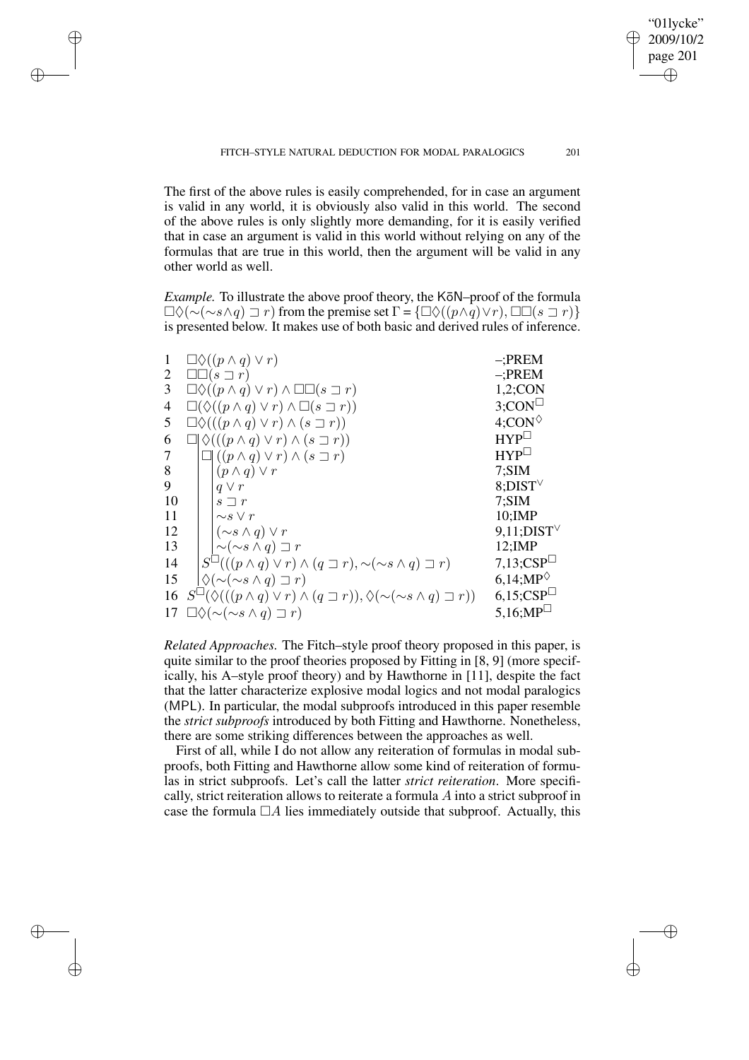The first of the above rules is easily comprehended, for in case an argument is valid in any world, it is obviously also valid in this world. The second of the above rules is only slightly more demanding, for it is easily verified that in case an argument is valid in this world without relying on any of the formulas that are true in this world, then the argument will be valid in any other world as well.

*Example.* To illustrate the above proof theory, the $\mathsf{K\bar{o}N}$–proof of the formula $\Box\Diamond(\sim(\sim s\wedge q) \sqsupset r)$ from the premise set $\Gamma = \{\Box\Diamond((p\wedge q)\vee r), \Box\Box(s \sqsupset r)\}$ is presented below. It makes use of both basic and derived rules of inference.

| | | |
|---|---|---|
| 1 | $\Box\Diamond((p \wedge q) \vee r)$ | –;PREM |
| 2 | $\Box\Box(s \sqsupset r)$ | –;PREM |
| 3 | $\Box\Diamond((p \wedge q) \vee r) \wedge \Box\Box(s \sqsupset r)$ | 1,2;CON |
| 4 | $\Box(\Diamond((p \wedge q) \vee r) \wedge \Box(s \sqsupset r))$ | 3;CON$^{\Box}$ |
| 5 | $\Box\Diamond(((p \wedge q) \vee r) \wedge (s \sqsupset r))$ | 4;CON$^{\Diamond}$ |
| 6 | $\Box\,\vert\, \Diamond(((p \wedge q) \vee r) \wedge (s \sqsupset r))$ | HYP$^{\Box}$ |
| 7 | $\quad\vert\, \Box\,\vert\, ((p \wedge q) \vee r) \wedge (s \sqsupset r)$ | HYP$^{\Box}$ |
| 8 | $\quad\vert\quad\vert\, (p \wedge q) \vee r$ | 7;SIM |
| 9 | $\quad\vert\quad\vert\, q \vee r$ | 8;DIST$^{\vee}$ |
| 10 | $\quad\vert\quad\vert\, s \sqsupset r$ | 7;SIM |
| 11 | $\quad\vert\quad\vert\, \sim s \vee r$ | 10;IMP |
| 12 | $\quad\vert\quad\vert\, (\sim s \wedge q) \vee r$ | 9,11;DIST$^{\vee}$ |
| 13 | $\quad\vert\quad\vert\, \sim(\sim s \wedge q) \sqsupset r$ | 12;IMP |
| 14 | $\quad\vert\, S^{\Box}(((p \wedge q) \vee r) \wedge (q \sqsupset r), \sim(\sim s \wedge q) \sqsupset r)$ | 7,13;CSP$^{\Box}$ |
| 15 | $\quad\vert\, \Diamond(\sim(\sim s \wedge q) \sqsupset r)$ | 6,14;MP$^{\Diamond}$ |
| 16 | $S^{\Box}(\Diamond(((p \wedge q) \vee r) \wedge (q \sqsupset r)), \Diamond(\sim(\sim s \wedge q) \sqsupset r))$ | 6,15;CSP$^{\Box}$ |
| 17 | $\Box\Diamond(\sim(\sim s \wedge q) \sqsupset r)$ | 5,16;MP$^{\Box}$ |

*Related Approaches.* The Fitch–style proof theory proposed in this paper, is quite similar to the proof theories proposed by Fitting in [8, 9] (more specifically, his A–style proof theory) and by Hawthorne in [11], despite the fact that the latter characterize explosive modal logics and not modal paralogics ($\mathsf{MPL}$). In particular, the modal subproofs introduced in this paper resemble the *strict subproofs* introduced by both Fitting and Hawthorne. Nonetheless, there are some striking differences between the approaches as well.

First of all, while I do not allow any reiteration of formulas in modal subproofs, both Fitting and Hawthorne allow some kind of reiteration of formulas in strict subproofs. Let's call the latter *strict reiteration*. More specifically, strict reiteration allows to reiterate a formula $A$ into a strict subproof in case the formula $\Box A$ lies immediately outside that subproof. Actually, this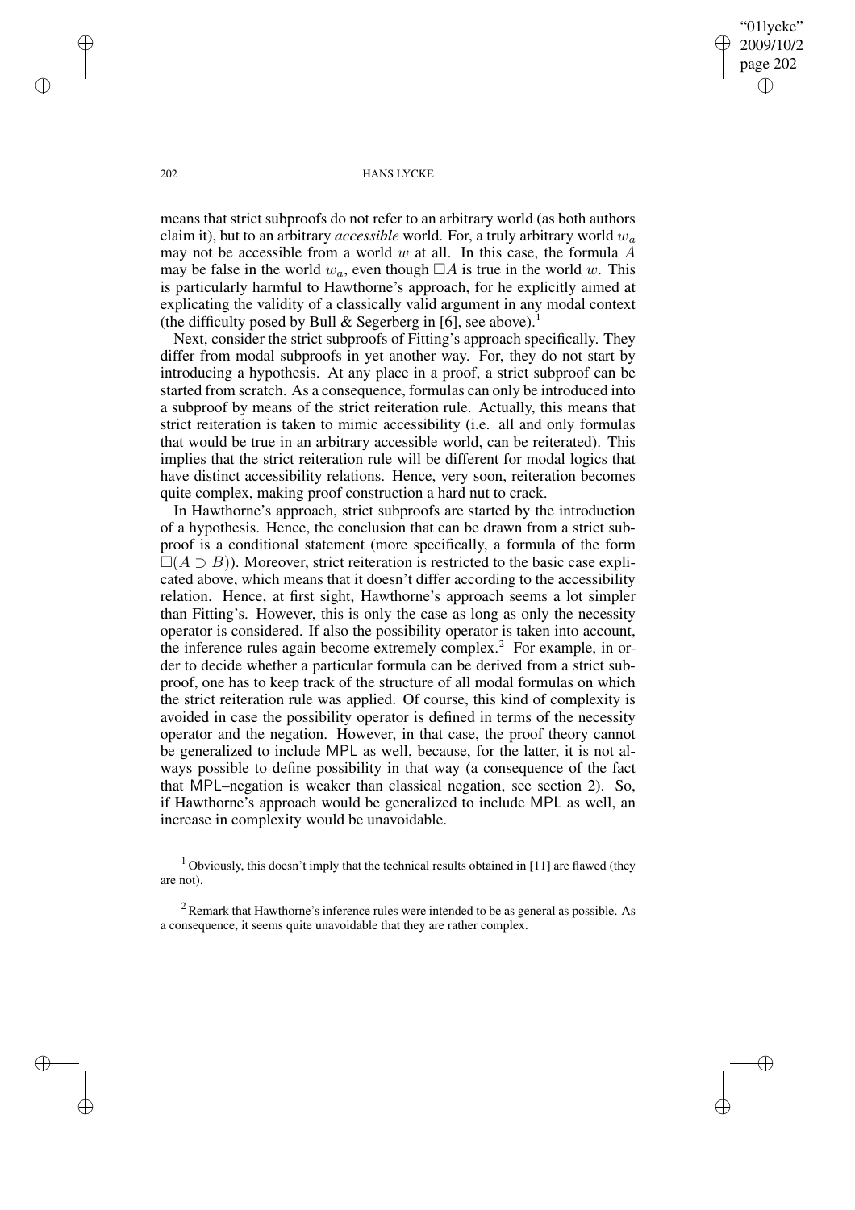means that strict subproofs do not refer to an arbitrary world (as both authors claim it), but to an arbitrary *accessible* world. For, a truly arbitrary world $w_a$ may not be accessible from a world $w$ at all. In this case, the formula $A$ may be false in the world $w_a$, even though $\Box A$ is true in the world $w$. This is particularly harmful to Hawthorne's approach, for he explicitly aimed at explicating the validity of a classically valid argument in any modal context (the difficulty posed by Bull & Segerberg in [6], see above).[1]

Next, consider the strict subproofs of Fitting's approach specifically. They differ from modal subproofs in yet another way. For, they do not start by introducing a hypothesis. At any place in a proof, a strict subproof can be started from scratch. As a consequence, formulas can only be introduced into a subproof by means of the strict reiteration rule. Actually, this means that strict reiteration is taken to mimic accessibility (i.e. all and only formulas that would be true in an arbitrary accessible world, can be reiterated). This implies that the strict reiteration rule will be different for modal logics that have distinct accessibility relations. Hence, very soon, reiteration becomes quite complex, making proof construction a hard nut to crack.

In Hawthorne's approach, strict subproofs are started by the introduction of a hypothesis. Hence, the conclusion that can be drawn from a strict subproof is a conditional statement (more specifically, a formula of the form $\Box(A \supset B)$). Moreover, strict reiteration is restricted to the basic case explicated above, which means that it doesn't differ according to the accessibility relation. Hence, at first sight, Hawthorne's approach seems a lot simpler than Fitting's. However, this is only the case as long as only the necessity operator is considered. If also the possibility operator is taken into account, the inference rules again become extremely complex.[2] For example, in order to decide whether a particular formula can be derived from a strict subproof, one has to keep track of the structure of all modal formulas on which the strict reiteration rule was applied. Of course, this kind of complexity is avoided in case the possibility operator is defined in terms of the necessity operator and the negation. However, in that case, the proof theory cannot be generalized to include MPL as well, because, for the latter, it is not always possible to define possibility in that way (a consequence of the fact that MPL–negation is weaker than classical negation, see section 2). So, if Hawthorne's approach would be generalized to include MPL as well, an increase in complexity would be unavoidable.

[1] Obviously, this doesn't imply that the technical results obtained in [11] are flawed (they are not).

[2] Remark that Hawthorne's inference rules were intended to be as general as possible. As a consequence, it seems quite unavoidable that they are rather complex.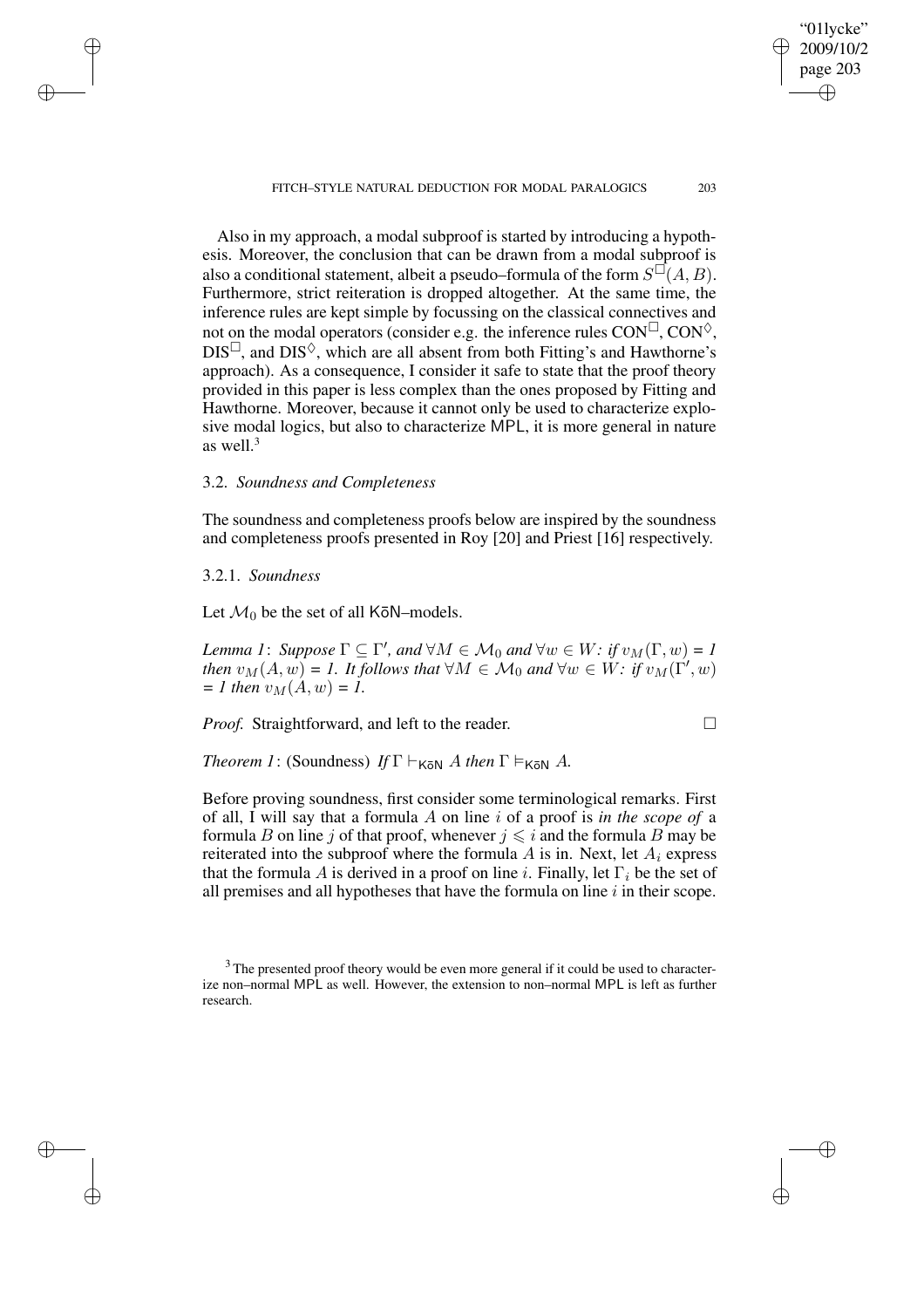Also in my approach, a modal subproof is started by introducing a hypothesis. Moreover, the conclusion that can be drawn from a modal subproof is also a conditional statement, albeit a pseudo–formula of the form $S^{\Box}(A, B)$. Furthermore, strict reiteration is dropped altogether. At the same time, the inference rules are kept simple by focussing on the classical connectives and not on the modal operators (consider e.g. the inference rules CON$^{\Box}$, CON$^{\Diamond}$, DIS$^{\Box}$, and DIS$^{\Diamond}$, which are all absent from both Fitting's and Hawthorne's approach). As a consequence, I consider it safe to state that the proof theory provided in this paper is less complex than the ones proposed by Fitting and Hawthorne. Moreover, because it cannot only be used to characterize explosive modal logics, but also to characterize MPL, it is more general in nature as well.[3]

### 3.2. *Soundness and Completeness*

The soundness and completeness proofs below are inspired by the soundness and completeness proofs presented in Roy [20] and Priest [16] respectively.

#### 3.2.1. *Soundness*

Let $\mathcal{M}_0$ be the set of all K$\bar{\text{o}}$N–models.

*Lemma 1*: *Suppose* $\Gamma \subseteq \Gamma'$, *and* $\forall M \in \mathcal{M}_0$ *and* $\forall w \in W$: *if* $v_M(\Gamma, w) = 1$ *then* $v_M(A, w) = 1$. *It follows that* $\forall M \in \mathcal{M}_0$ *and* $\forall w \in W$: *if* $v_M(\Gamma', w) = 1$ *then* $v_M(A, w) = 1$.

*Proof.* Straightforward, and left to the reader. □

*Theorem 1*: (Soundness) *If* $\Gamma \vdash_{\mathsf{K\bar{o}N}} A$ *then* $\Gamma \vDash_{\mathsf{K\bar{o}N}} A$.

Before proving soundness, first consider some terminological remarks. First of all, I will say that a formula $A$ on line $i$ of a proof is *in the scope of* a formula $B$ on line $j$ of that proof, whenever $j \leqslant i$ and the formula $B$ may be reiterated into the subproof where the formula $A$ is in. Next, let $A_i$ express that the formula $A$ is derived in a proof on line $i$. Finally, let $\Gamma_i$ be the set of all premises and all hypotheses that have the formula on line $i$ in their scope.

[3] The presented proof theory would be even more general if it could be used to characterize non–normal MPL as well. However, the extension to non–normal MPL is left as further research.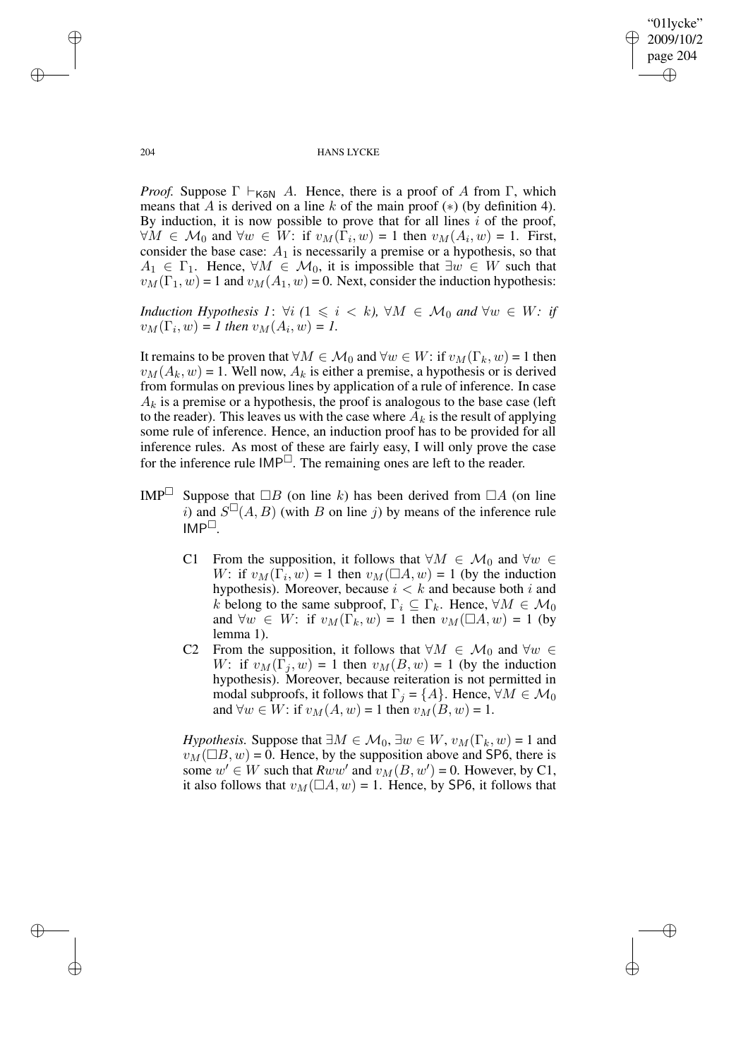*Proof.* Suppose $\Gamma \vdash_{\mathsf{K\bar{o}N}} A$. Hence, there is a proof of $A$ from $\Gamma$, which means that $A$ is derived on a line $k$ of the main proof $(*)$ (by definition 4). By induction, it is now possible to prove that for all lines $i$ of the proof, $\forall M \in \mathcal{M}_0$ and $\forall w \in W$: if $v_M(\Gamma_i, w) = 1$ then $v_M(A_i, w) = 1$. First, consider the base case: $A_1$ is necessarily a premise or a hypothesis, so that $A_1 \in \Gamma_1$. Hence, $\forall M \in \mathcal{M}_0$, it is impossible that $\exists w \in W$ such that $v_M(\Gamma_1, w) = 1$ and $v_M(A_1, w) = 0$. Next, consider the induction hypothesis:

*Induction Hypothesis 1*: $\forall i$ *(*$1 \leqslant i < k$*),* $\forall M \in \mathcal{M}_0$ *and* $\forall w \in W$*: if* $v_M(\Gamma_i, w) = 1$ *then* $v_M(A_i, w) = 1$*.*

It remains to be proven that $\forall M \in \mathcal{M}_0$ and $\forall w \in W$: if $v_M(\Gamma_k, w) = 1$ then $v_M(A_k, w) = 1$. Well now, $A_k$ is either a premise, a hypothesis or is derived from formulas on previous lines by application of a rule of inference. In case $A_k$ is a premise or a hypothesis, the proof is analogous to the base case (left to the reader). This leaves us with the case where $A_k$ is the result of applying some rule of inference. Hence, an induction proof has to be provided for all inference rules. As most of these are fairly easy, I will only prove the case for the inference rule $\mathsf{IMP}^{\Box}$. The remaining ones are left to the reader.

$\mathrm{IMP}^{\Box}$ Suppose that $\Box B$ (on line $k$) has been derived from $\Box A$ (on line $i$) and $S^{\Box}(A, B)$ (with $B$ on line $j$) by means of the inference rule $\mathsf{IMP}^{\Box}$.

- C1 From the supposition, it follows that $\forall M \in \mathcal{M}_0$ and $\forall w \in W$: if $v_M(\Gamma_i, w) = 1$ then $v_M(\Box A, w) = 1$ (by the induction hypothesis). Moreover, because $i < k$ and because both $i$ and $k$ belong to the same subproof, $\Gamma_i \subseteq \Gamma_k$. Hence, $\forall M \in \mathcal{M}_0$ and $\forall w \in W$: if $v_M(\Gamma_k, w) = 1$ then $v_M(\Box A, w) = 1$ (by lemma 1).
- C2 From the supposition, it follows that $\forall M \in \mathcal{M}_0$ and $\forall w \in W$: if $v_M(\Gamma_j, w) = 1$ then $v_M(B, w) = 1$ (by the induction hypothesis). Moreover, because reiteration is not permitted in modal subproofs, it follows that $\Gamma_j = \{A\}$. Hence, $\forall M \in \mathcal{M}_0$ and $\forall w \in W$: if $v_M(A, w) = 1$ then $v_M(B, w) = 1$.

*Hypothesis.* Suppose that $\exists M \in \mathcal{M}_0$, $\exists w \in W$, $v_M(\Gamma_k, w) = 1$ and $v_M(\Box B, w) = 0$. Hence, by the supposition above and $\mathsf{SP6}$, there is some $w' \in W$ such that $Rww'$ and $v_M(B, w') = 0$. However, by C1, it also follows that $v_M(\Box A, w) = 1$. Hence, by $\mathsf{SP6}$, it follows that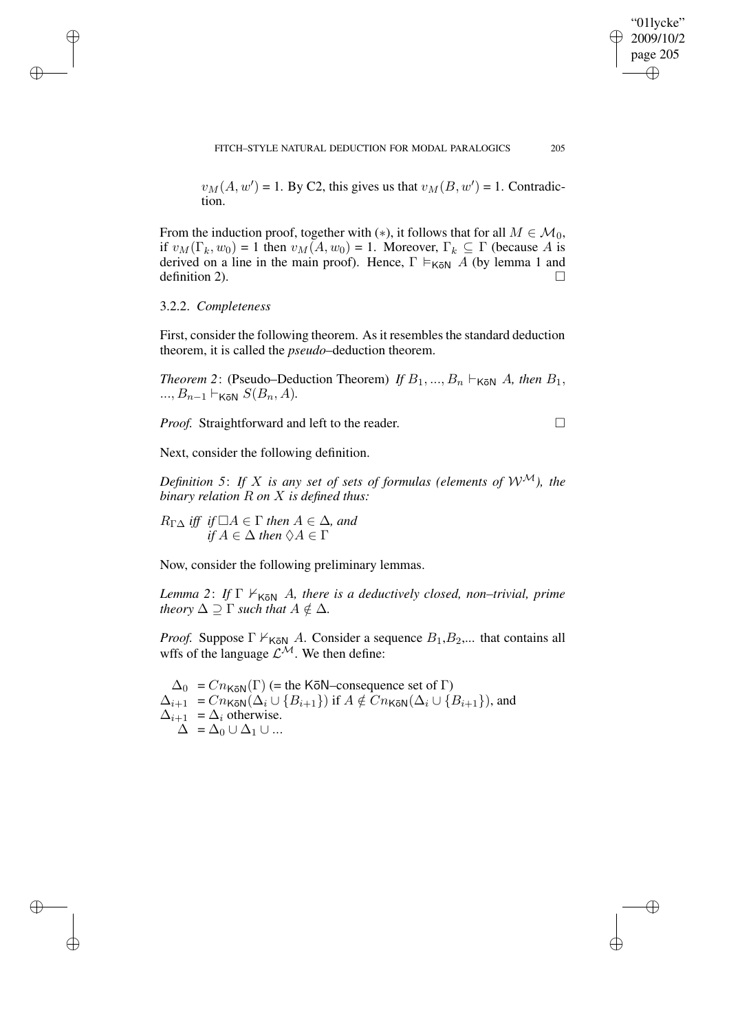$v_M(A, w') = 1$. By C2, this gives us that $v_M(B, w') = 1$. Contradiction.

From the induction proof, together with $(*)$, it follows that for all $M \in \mathcal{M}_0$, if $v_M(\Gamma_k, w_0) = 1$ then $v_M(A, w_0) = 1$. Moreover, $\Gamma_k \subseteq \Gamma$ (because $A$ is derived on a line in the main proof). Hence, $\Gamma \vDash_{\mathsf{K\bar{o}N}} A$ (by lemma 1 and definition 2). □

### 3.2.2. *Completeness*

First, consider the following theorem. As it resembles the standard deduction theorem, it is called the *pseudo*–deduction theorem.

*Theorem 2*: (Pseudo–Deduction Theorem) *If $B_1, ..., B_n \vdash_{\mathsf{K\bar{o}N}} A$, then $B_1, ..., B_{n-1} \vdash_{\mathsf{K\bar{o}N}} S(B_n, A)$.*

*Proof.* Straightforward and left to the reader. □

Next, consider the following definition.

*Definition 5*: *If $X$ is any set of sets of formulas (elements of $\mathcal{W}^{\mathcal{M}}$), the binary relation $R$ on $X$ is defined thus:*

*$R_{\Gamma\Delta}$ iff if $\Box A \in \Gamma$ then $A \in \Delta$, and*
*if $A \in \Delta$ then $\Diamond A \in \Gamma$*

Now, consider the following preliminary lemmas.

*Lemma 2*: *If $\Gamma \nvdash_{\mathsf{K\bar{o}N}} A$, there is a deductively closed, non–trivial, prime theory $\Delta \supseteq \Gamma$ such that $A \notin \Delta$.*

*Proof.* Suppose $\Gamma \nvdash_{\mathsf{K\bar{o}N}} A$. Consider a sequence $B_1$,$B_2$,... that contains all wffs of the language $\mathcal{L}^{\mathcal{M}}$. We then define:

$\Delta_0 = Cn_{\mathsf{K\bar{o}N}}(\Gamma)$ (= the $\mathsf{K\bar{o}N}$–consequence set of $\Gamma$)
$\Delta_{i+1} = Cn_{\mathsf{K\bar{o}N}}(\Delta_i \cup \{B_{i+1}\})$ if $A \notin Cn_{\mathsf{K\bar{o}N}}(\Delta_i \cup \{B_{i+1}\})$, and
$\Delta_{i+1} = \Delta_i$ otherwise.
$\Delta = \Delta_0 \cup \Delta_1 \cup ...$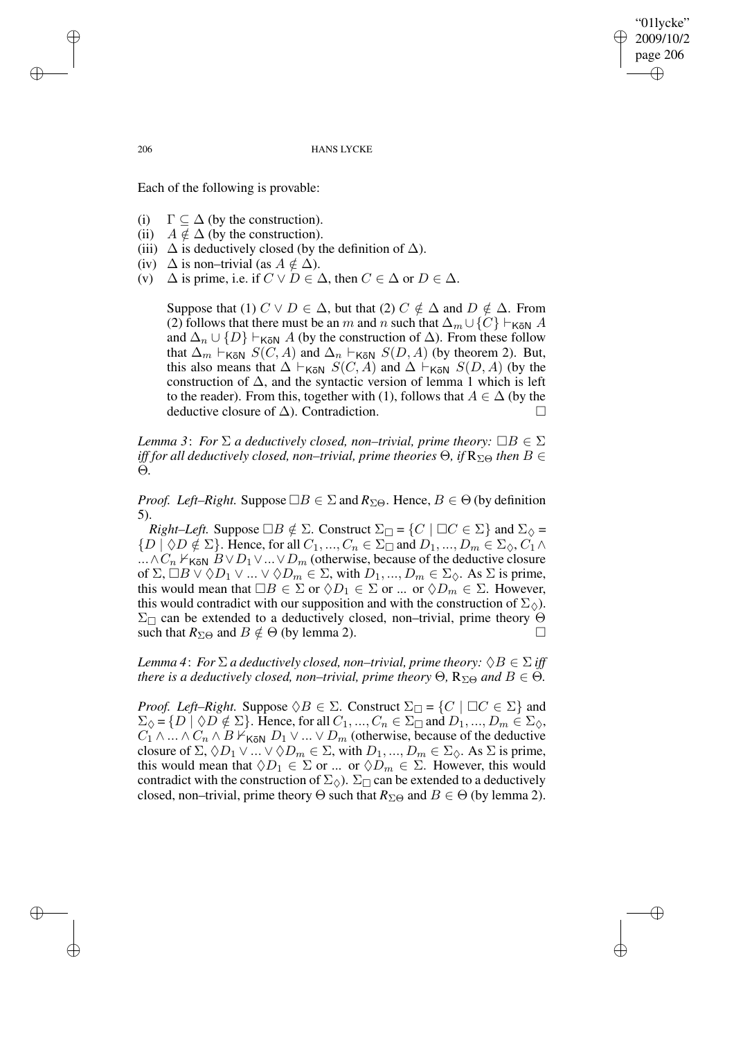Each of the following is provable:

(i) $\Gamma \subseteq \Delta$ (by the construction).
(ii) $A \notin \Delta$ (by the construction).
(iii) $\Delta$ is deductively closed (by the definition of $\Delta$).
(iv) $\Delta$ is non–trivial (as $A \notin \Delta$).
(v) $\Delta$ is prime, i.e. if $C \vee D \in \Delta$, then $C \in \Delta$ or $D \in \Delta$.

Suppose that (1) $C \vee D \in \Delta$, but that (2) $C \notin \Delta$ and $D \notin \Delta$. From (2) follows that there must be an $m$ and $n$ such that $\Delta_m \cup \{C\} \vdash_{\mathsf{K\bar{o}N}} A$ and $\Delta_n \cup \{D\} \vdash_{\mathsf{K\bar{o}N}} A$ (by the construction of $\Delta$). From these follow that $\Delta_m \vdash_{\mathsf{K\bar{o}N}} S(C, A)$ and $\Delta_n \vdash_{\mathsf{K\bar{o}N}} S(D, A)$ (by theorem 2). But, this also means that $\Delta \vdash_{\mathsf{K\bar{o}N}} S(C, A)$ and $\Delta \vdash_{\mathsf{K\bar{o}N}} S(D, A)$ (by the construction of $\Delta$, and the syntactic version of lemma 1 which is left to the reader). From this, together with (1), follows that $A \in \Delta$ (by the deductive closure of $\Delta$). Contradiction. □

*Lemma 3*: *For $\Sigma$ a deductively closed, non–trivial, prime theory: $\Box B \in \Sigma$ iff for all deductively closed, non–trivial, prime theories $\Theta$, if $\mathrm{R}_{\Sigma\Theta}$ then $B \in \Theta$.*

*Proof. Left–Right.* Suppose $\Box B \in \Sigma$ and $R_{\Sigma\Theta}$. Hence, $B \in \Theta$ (by definition 5).

*Right–Left.* Suppose $\Box B \notin \Sigma$. Construct $\Sigma_\Box = \{C \mid \Box C \in \Sigma\}$ and $\Sigma_\Diamond = \{D \mid \Diamond D \notin \Sigma\}$. Hence, for all $C_1, ..., C_n \in \Sigma_\Box$ and $D_1, ..., D_m \in \Sigma_\Diamond$, $C_1 \wedge ... \wedge C_n \nvdash_{\mathsf{K\bar{o}N}} B \vee D_1 \vee ... \vee D_m$ (otherwise, because of the deductive closure of $\Sigma$, $\Box B \vee \Diamond D_1 \vee ... \vee \Diamond D_m \in \Sigma$, with $D_1, ..., D_m \in \Sigma_\Diamond$. As $\Sigma$ is prime, this would mean that $\Box B \in \Sigma$ or $\Diamond D_1 \in \Sigma$ or ... or $\Diamond D_m \in \Sigma$. However, this would contradict with our supposition and with the construction of $\Sigma_\Diamond$). $\Sigma_\Box$ can be extended to a deductively closed, non–trivial, prime theory $\Theta$ such that $R_{\Sigma\Theta}$ and $B \notin \Theta$ (by lemma 2). □

*Lemma 4*: *For $\Sigma$ a deductively closed, non–trivial, prime theory: $\Diamond B \in \Sigma$ iff there is a deductively closed, non–trivial, prime theory $\Theta$, $\mathrm{R}_{\Sigma\Theta}$ and $B \in \Theta$.*

*Proof. Left–Right.* Suppose $\Diamond B \in \Sigma$. Construct $\Sigma_\Box = \{C \mid \Box C \in \Sigma\}$ and $\Sigma_\Diamond = \{D \mid \Diamond D \notin \Sigma\}$. Hence, for all $C_1, ..., C_n \in \Sigma_\Box$ and $D_1, ..., D_m \in \Sigma_\Diamond$, $C_1 \wedge ... \wedge C_n \wedge B \nvdash_{\mathsf{K\bar{o}N}} D_1 \vee ... \vee D_m$ (otherwise, because of the deductive closure of $\Sigma$, $\Diamond D_1 \vee ... \vee \Diamond D_m \in \Sigma$, with $D_1, ..., D_m \in \Sigma_\Diamond$. As $\Sigma$ is prime, this would mean that $\Diamond D_1 \in \Sigma$ or ... or $\Diamond D_m \in \Sigma$. However, this would contradict with the construction of $\Sigma_\Diamond$). $\Sigma_\Box$ can be extended to a deductively closed, non–trivial, prime theory $\Theta$ such that $R_{\Sigma\Theta}$ and $B \in \Theta$ (by lemma 2).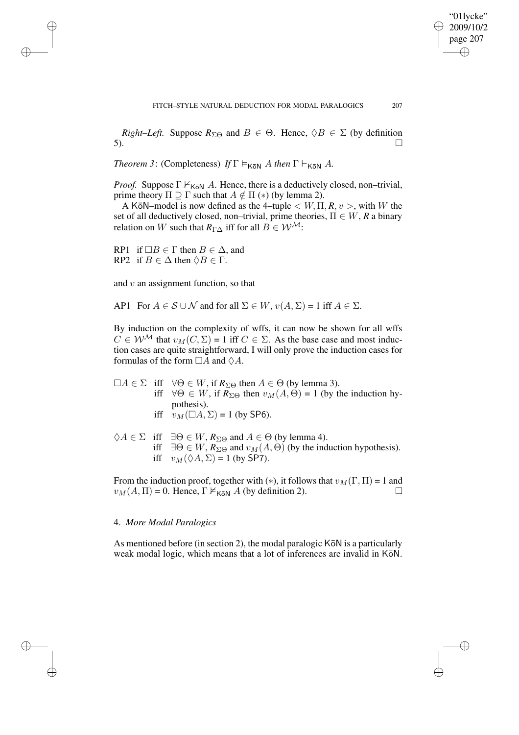*Right–Left.* Suppose $R_{\Sigma\Theta}$ and $B \in \Theta$. Hence, $\Diamond B \in \Sigma$ (by definition 5). $\square$

*Theorem 3*: (Completeness) *If* $\Gamma \vDash_{\mathsf{K\bar{o}N}} A$ *then* $\Gamma \vdash_{\mathsf{K\bar{o}N}} A$.

*Proof.* Suppose $\Gamma \nvdash_{\mathsf{K\bar{o}N}} A$. Hence, there is a deductively closed, non–trivial, prime theory $\Pi \supseteq \Gamma$ such that $A \notin \Pi$ $(*)$ (by lemma 2).

A K$\bar{\text{o}}$N–model is now defined as the 4–tuple $< W, \Pi, R, v >$, with $W$ the set of all deductively closed, non–trivial, prime theories, $\Pi \in W$, $R$ a binary relation on $W$ such that $R_{\Gamma\Delta}$ iff for all $B \in \mathcal{W}^{\mathcal{M}}$:

RP1 if $\Box B \in \Gamma$ then $B \in \Delta$, and
RP2 if $B \in \Delta$ then $\Diamond B \in \Gamma$.

and $v$ an assignment function, so that

AP1 For $A \in \mathcal{S} \cup \mathcal{N}$ and for all $\Sigma \in W$, $v(A, \Sigma) = 1$ iff $A \in \Sigma$.

By induction on the complexity of wffs, it can now be shown for all wffs $C \in \mathcal{W}^{\mathcal{M}}$ that $v_M(C, \Sigma) = 1$ iff $C \in \Sigma$. As the base case and most induction cases are quite straightforward, I will only prove the induction cases for formulas of the form $\Box A$ and $\Diamond A$.

$\Box A \in \Sigma$ iff $\forall\Theta \in W$, if $R_{\Sigma\Theta}$ then $A \in \Theta$ (by lemma 3).
iff $\forall\Theta \in W$, if $R_{\Sigma\Theta}$ then $v_M(A, \Theta) = 1$ (by the induction hypothesis).
iff $v_M(\Box A, \Sigma) = 1$ (by SP6).

$\Diamond A \in \Sigma$ iff $\exists\Theta \in W$, $R_{\Sigma\Theta}$ and $A \in \Theta$ (by lemma 4).
iff $\exists\Theta \in W$, $R_{\Sigma\Theta}$ and $v_M(A, \Theta)$ (by the induction hypothesis).
iff $v_M(\Diamond A, \Sigma) = 1$ (by SP7).

From the induction proof, together with $(*)$, it follows that $v_M(\Gamma, \Pi) = 1$ and $v_M(A, \Pi) = 0$. Hence, $\Gamma \nvDash_{\mathsf{K\bar{o}N}} A$ (by definition 2). $\square$

## 4. *More Modal Paralogics*

As mentioned before (in section 2), the modal paralogic K$\bar{\text{o}}$N is a particularly weak modal logic, which means that a lot of inferences are invalid in K$\bar{\text{o}}$N.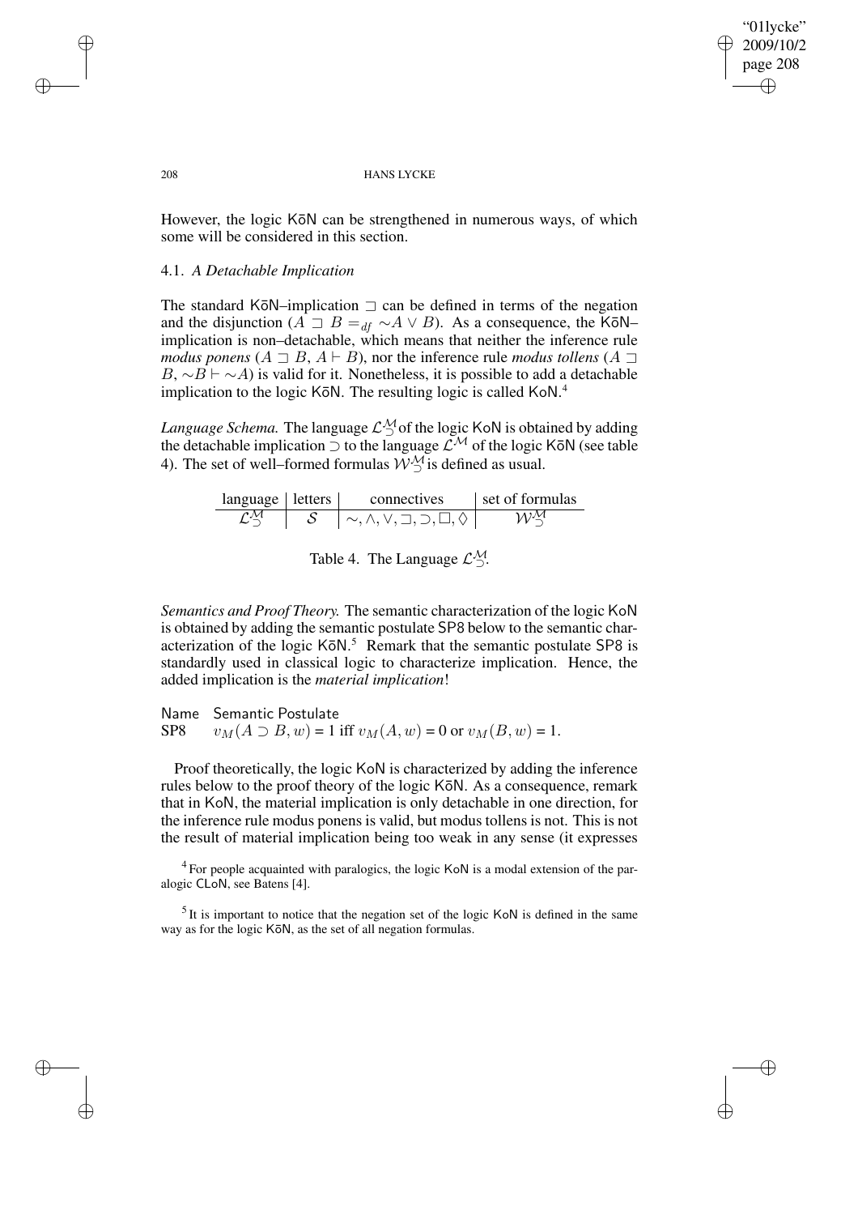However, the logic K$\bar{\text{o}}$N can be strengthened in numerous ways, of which some will be considered in this section.

### 4.1. *A Detachable Implication*

The standard K$\bar{\text{o}}$N–implication $\sqsupset$ can be defined in terms of the negation and the disjunction ($A \sqsupset B =_{df} \sim A \vee B$). As a consequence, the K$\bar{\text{o}}$N–implication is non–detachable, which means that neither the inference rule *modus ponens* ($A \sqsupset B, A \vdash B$), nor the inference rule *modus tollens* ($A \sqsupset B, \sim B \vdash \sim A$) is valid for it. Nonetheless, it is possible to add a detachable implication to the logic K$\bar{\text{o}}$N. The resulting logic is called KoN.[4]

*Language Schema.* The language $\mathcal{L}^{\mathcal{M}}_{\supset}$ of the logic KoN is obtained by adding the detachable implication $\supset$ to the language $\mathcal{L}^{\mathcal{M}}$ of the logic K$\bar{\text{o}}$N (see table 4). The set of well–formed formulas $\mathcal{W}^{\mathcal{M}}_{\supset}$ is defined as usual.

| language | letters | connectives | set of formulas |
|---|---|---|---|
| $\mathcal{L}^{\mathcal{M}}_{\supset}$ | $\mathcal{S}$ | $\sim, \wedge, \vee, \sqsupset, \supset, \Box, \Diamond$ | $\mathcal{W}^{\mathcal{M}}_{\supset}$ |

Table 4. The Language $\mathcal{L}^{\mathcal{M}}_{\supset}$.

*Semantics and Proof Theory.* The semantic characterization of the logic KoN is obtained by adding the semantic postulate SP8 below to the semantic characterization of the logic K$\bar{\text{o}}$N.[5] Remark that the semantic postulate SP8 is standardly used in classical logic to characterize implication. Hence, the added implication is the *material implication*!

| Name | Semantic Postulate |
|---|---|
| SP8 | $v_M(A \supset B, w) = 1$ iff $v_M(A, w) = 0$ or $v_M(B, w) = 1$. |

Proof theoretically, the logic KoN is characterized by adding the inference rules below to the proof theory of the logic K$\bar{\text{o}}$N. As a consequence, remark that in KoN, the material implication is only detachable in one direction, for the inference rule modus ponens is valid, but modus tollens is not. This is not the result of material implication being too weak in any sense (it expresses

[4] For people acquainted with paralogics, the logic KoN is a modal extension of the paralogic CLoN, see Batens [4].

[5] It is important to notice that the negation set of the logic KoN is defined in the same way as for the logic K$\bar{\text{o}}$N, as the set of all negation formulas.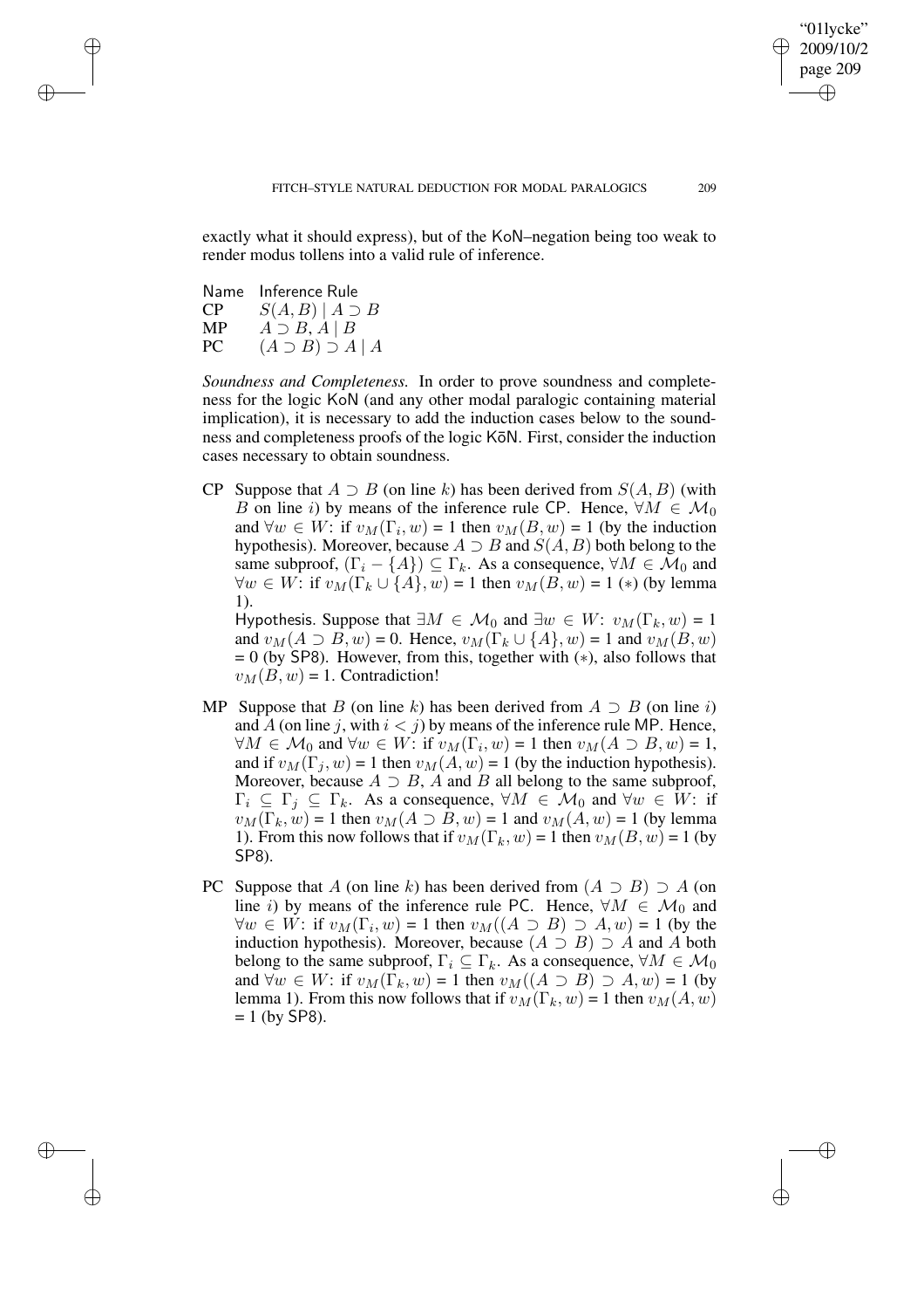exactly what it should express), but of the KoN–negation being too weak to render modus tollens into a valid rule of inference.

| Name | Inference Rule |
|---|---|
| CP | $S(A, B) \mid A \supset B$ |
| MP | $A \supset B, A \mid B$ |
| PC | $(A \supset B) \supset A \mid A$ |

*Soundness and Completeness.* In order to prove soundness and completeness for the logic KoN (and any other modal paralogic containing material implication), it is necessary to add the induction cases below to the soundness and completeness proofs of the logic K$\bar{\text{o}}$N. First, consider the induction cases necessary to obtain soundness.

- CP Suppose that $A \supset B$ (on line $k$) has been derived from $S(A, B)$ (with $B$ on line $i$) by means of the inference rule CP. Hence, $\forall M \in \mathcal{M}_0$ and $\forall w \in W$: if $v_M(\Gamma_i, w) = 1$ then $v_M(B, w) = 1$ (by the induction hypothesis). Moreover, because $A \supset B$ and $S(A, B)$ both belong to the same subproof, $(\Gamma_i - \{A\}) \subseteq \Gamma_k$. As a consequence, $\forall M \in \mathcal{M}_0$ and $\forall w \in W$: if $v_M(\Gamma_k \cup \{A\}, w) = 1$ then $v_M(B, w) = 1$ $(*)$ (by lemma 1).
  Hypothesis. Suppose that $\exists M \in \mathcal{M}_0$ and $\exists w \in W$: $v_M(\Gamma_k, w) = 1$ and $v_M(A \supset B, w) = 0$. Hence, $v_M(\Gamma_k \cup \{A\}, w) = 1$ and $v_M(B, w) = 0$ (by SP8). However, from this, together with $(*)$, also follows that $v_M(B, w) = 1$. Contradiction!

- MP Suppose that $B$ (on line $k$) has been derived from $A \supset B$ (on line $i$) and $A$ (on line $j$, with $i < j$) by means of the inference rule MP. Hence, $\forall M \in \mathcal{M}_0$ and $\forall w \in W$: if $v_M(\Gamma_i, w) = 1$ then $v_M(A \supset B, w) = 1$, and if $v_M(\Gamma_j, w) = 1$ then $v_M(A, w) = 1$ (by the induction hypothesis). Moreover, because $A \supset B$, $A$ and $B$ all belong to the same subproof, $\Gamma_i \subseteq \Gamma_j \subseteq \Gamma_k$. As a consequence, $\forall M \in \mathcal{M}_0$ and $\forall w \in W$: if $v_M(\Gamma_k, w) = 1$ then $v_M(A \supset B, w) = 1$ and $v_M(A, w) = 1$ (by lemma 1). From this now follows that if $v_M(\Gamma_k, w) = 1$ then $v_M(B, w) = 1$ (by SP8).

- PC Suppose that $A$ (on line $k$) has been derived from $(A \supset B) \supset A$ (on line $i$) by means of the inference rule PC. Hence, $\forall M \in \mathcal{M}_0$ and $\forall w \in W$: if $v_M(\Gamma_i, w) = 1$ then $v_M((A \supset B) \supset A, w) = 1$ (by the induction hypothesis). Moreover, because $(A \supset B) \supset A$ and $A$ both belong to the same subproof, $\Gamma_i \subseteq \Gamma_k$. As a consequence, $\forall M \in \mathcal{M}_0$ and $\forall w \in W$: if $v_M(\Gamma_k, w) = 1$ then $v_M((A \supset B) \supset A, w) = 1$ (by lemma 1). From this now follows that if $v_M(\Gamma_k, w) = 1$ then $v_M(A, w) = 1$ (by SP8).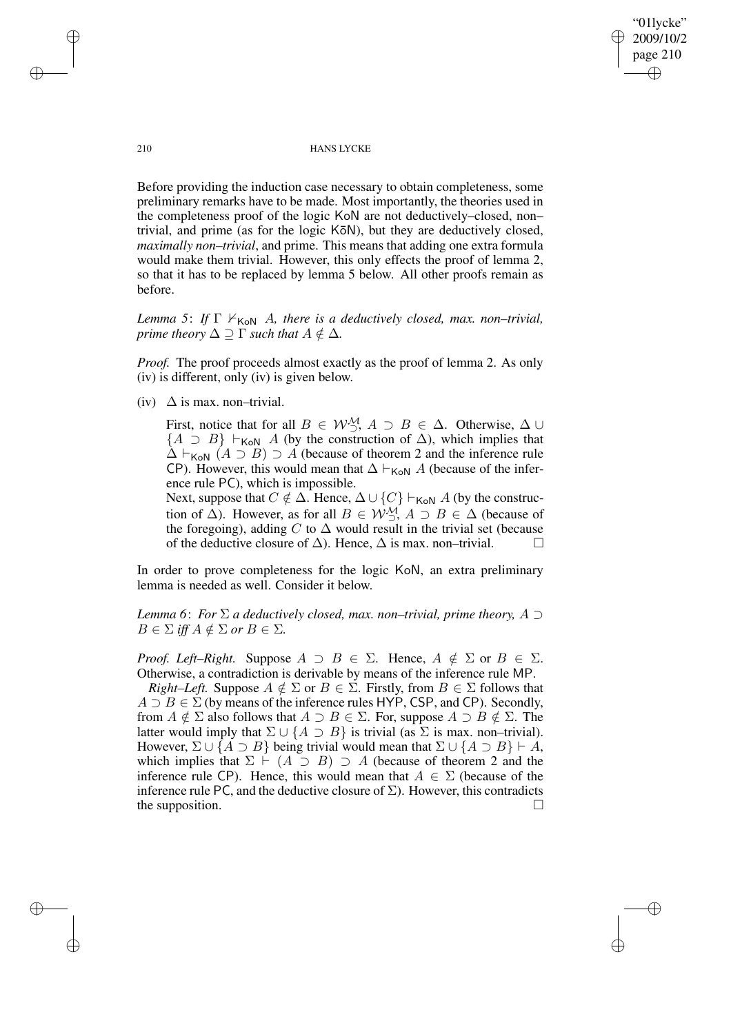Before providing the induction case necessary to obtain completeness, some preliminary remarks have to be made. Most importantly, the theories used in the completeness proof of the logic KoN are not deductively–closed, non–trivial, and prime (as for the logic K$\bar{\text{o}}$N), but they are deductively closed, *maximally non–trivial*, and prime. This means that adding one extra formula would make them trivial. However, this only effects the proof of lemma 2, so that it has to be replaced by lemma 5 below. All other proofs remain as before.

*Lemma 5*: *If* $\Gamma \nvdash_{\mathsf{KoN}} A$*, there is a deductively closed, max. non–trivial, prime theory* $\Delta \supseteq \Gamma$ *such that* $A \notin \Delta$.

*Proof.* The proof proceeds almost exactly as the proof of lemma 2. As only (iv) is different, only (iv) is given below.

(iv) $\Delta$ is max. non–trivial.

First, notice that for all $B \in \mathcal{W}^{\mathcal{M}}_{\supset}$, $A \supset B \in \Delta$. Otherwise, $\Delta \cup \{A \supset B\} \vdash_{\mathsf{KoN}} A$ (by the construction of $\Delta$), which implies that $\Delta \vdash_{\mathsf{KoN}} (A \supset B) \supset A$ (because of theorem 2 and the inference rule CP). However, this would mean that $\Delta \vdash_{\mathsf{KoN}} A$ (because of the inference rule PC), which is impossible.

Next, suppose that $C \notin \Delta$. Hence, $\Delta \cup \{C\} \vdash_{\mathsf{KoN}} A$ (by the construction of $\Delta$). However, as for all $B \in \mathcal{W}^{\mathcal{M}}_{\supset}$, $A \supset B \in \Delta$ (because of the foregoing), adding $C$ to $\Delta$ would result in the trivial set (because of the deductive closure of $\Delta$). Hence, $\Delta$ is max. non–trivial. □

In order to prove completeness for the logic KoN, an extra preliminary lemma is needed as well. Consider it below.

*Lemma 6*: *For* $\Sigma$ *a deductively closed, max. non–trivial, prime theory,* $A \supset B \in \Sigma$ *iff* $A \notin \Sigma$ *or* $B \in \Sigma$.

*Proof. Left–Right.* Suppose $A \supset B \in \Sigma$. Hence, $A \notin \Sigma$ or $B \in \Sigma$. Otherwise, a contradiction is derivable by means of the inference rule MP.

*Right–Left.* Suppose $A \notin \Sigma$ or $B \in \Sigma$. Firstly, from $B \in \Sigma$ follows that $A \supset B \in \Sigma$ (by means of the inference rules HYP, CSP, and CP). Secondly, from $A \notin \Sigma$ also follows that $A \supset B \in \Sigma$. For, suppose $A \supset B \notin \Sigma$. The latter would imply that $\Sigma \cup \{A \supset B\}$ is trivial (as $\Sigma$ is max. non–trivial). However, $\Sigma \cup \{A \supset B\}$ being trivial would mean that $\Sigma \cup \{A \supset B\} \vdash A$, which implies that $\Sigma \vdash (A \supset B) \supset A$ (because of theorem 2 and the inference rule CP). Hence, this would mean that $A \in \Sigma$ (because of the inference rule PC, and the deductive closure of $\Sigma$). However, this contradicts the supposition. □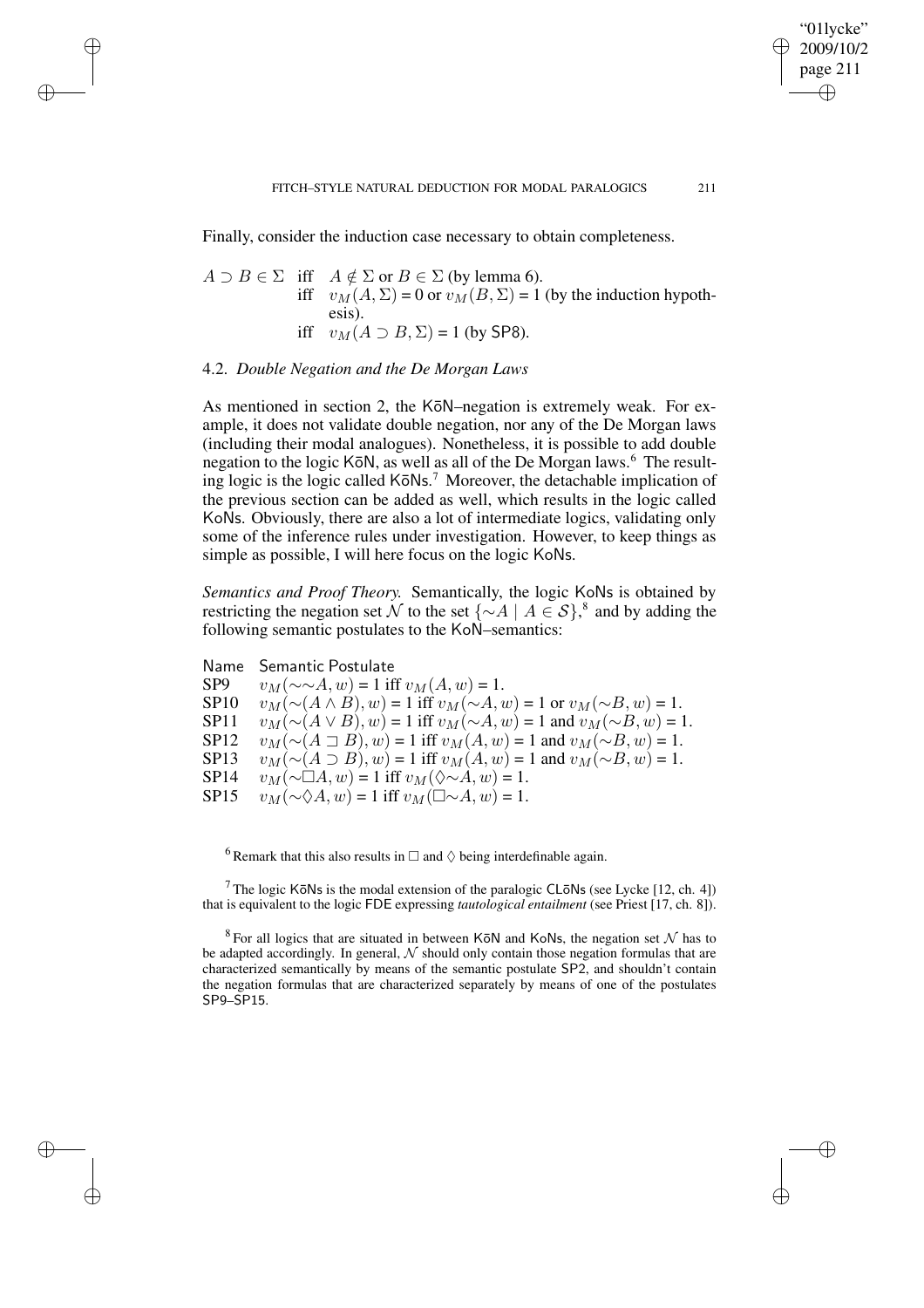Finally, consider the induction case necessary to obtain completeness.

$A \supset B \in \Sigma$ iff $A \notin \Sigma$ or $B \in \Sigma$ (by lemma 6).
iff $v_M(A, \Sigma) = 0$ or $v_M(B, \Sigma) = 1$ (by the induction hypothesis).
iff $v_M(A \supset B, \Sigma) = 1$ (by SP8).

### 4.2. *Double Negation and the De Morgan Laws*

As mentioned in section 2, the K$\bar{\text{o}}$N–negation is extremely weak. For example, it does not validate double negation, nor any of the De Morgan laws (including their modal analogues). Nonetheless, it is possible to add double negation to the logic K$\bar{\text{o}}$N, as well as all of the De Morgan laws.[6] The resulting logic is the logic called K$\bar{\text{o}}$Ns.[7] Moreover, the detachable implication of the previous section can be added as well, which results in the logic called KoNs. Obviously, there are also a lot of intermediate logics, validating only some of the inference rules under investigation. However, to keep things as simple as possible, I will here focus on the logic KoNs.

*Semantics and Proof Theory.* Semantically, the logic KoNs is obtained by restricting the negation set $\mathcal{N}$ to the set $\{\sim A \mid A \in \mathcal{S}\}$,[8] and by adding the following semantic postulates to the KoN–semantics:

| Name | Semantic Postulate |
|---|---|
| SP9 | $v_M(\sim\sim A, w) = 1$ iff $v_M(A, w) = 1$. |
| SP10 | $v_M(\sim(A \wedge B), w) = 1$ iff $v_M(\sim A, w) = 1$ or $v_M(\sim B, w) = 1$. |
| SP11 | $v_M(\sim(A \vee B), w) = 1$ iff $v_M(\sim A, w) = 1$ and $v_M(\sim B, w) = 1$. |
| SP12 | $v_M(\sim(A \sqsupset B), w) = 1$ iff $v_M(A, w) = 1$ and $v_M(\sim B, w) = 1$. |
| SP13 | $v_M(\sim(A \supset B), w) = 1$ iff $v_M(A, w) = 1$ and $v_M(\sim B, w) = 1$. |
| SP14 | $v_M(\sim\Box A, w) = 1$ iff $v_M(\Diamond\sim A, w) = 1$. |
| SP15 | $v_M(\sim\Diamond A, w) = 1$ iff $v_M(\Box\sim A, w) = 1$. |

[6] Remark that this also results in $\Box$ and $\Diamond$ being interdefinable again.

[7] The logic K$\bar{\text{o}}$Ns is the modal extension of the paralogic CL$\bar{\text{o}}$Ns (see Lycke [12, ch. 4]) that is equivalent to the logic FDE expressing *tautological entailment* (see Priest [17, ch. 8]).

[8] For all logics that are situated in between K$\bar{\text{o}}$N and KoNs, the negation set $\mathcal{N}$ has to be adapted accordingly. In general, $\mathcal{N}$ should only contain those negation formulas that are characterized semantically by means of the semantic postulate SP2, and shouldn't contain the negation formulas that are characterized separately by means of one of the postulates SP9–SP15.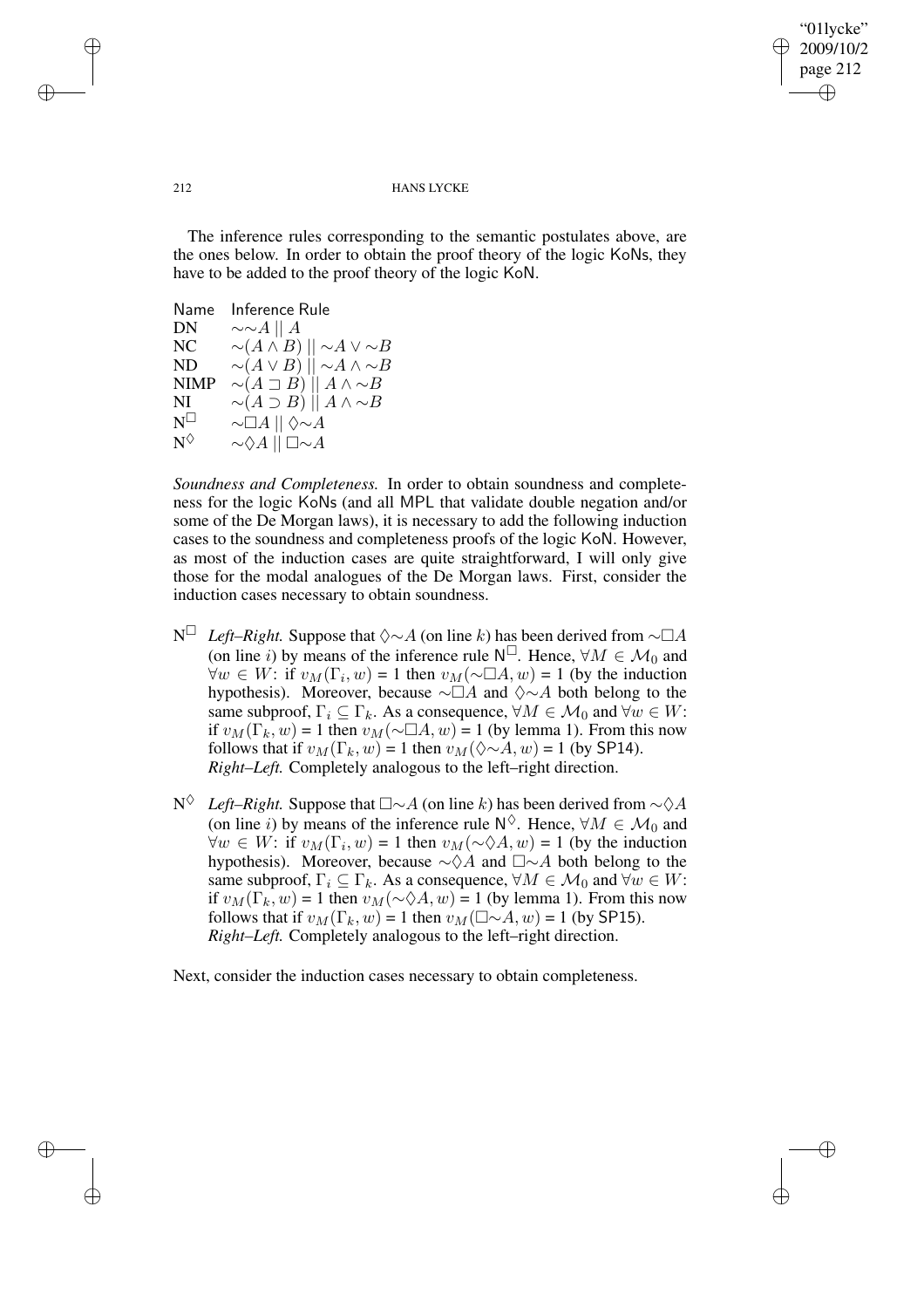The inference rules corresponding to the semantic postulates above, are the ones below. In order to obtain the proof theory of the logic KoNs, they have to be added to the proof theory of the logic KoN.

| Name | Inference Rule |
|---|---|
| DN | $\sim\sim A \mid\mid A$ |
| NC | $\sim(A \wedge B) \mid\mid \sim A \vee \sim B$ |
| ND | $\sim(A \vee B) \mid\mid \sim A \wedge \sim B$ |
| NIMP | $\sim(A \sqsupset B) \mid\mid A \wedge \sim B$ |
| NI | $\sim(A \supset B) \mid\mid A \wedge \sim B$ |
| $\text{N}^{\Box}$ | $\sim\Box A \mid\mid \Diamond\sim A$ |
| $\text{N}^{\Diamond}$ | $\sim\Diamond A \mid\mid \Box\sim A$ |

*Soundness and Completeness.* In order to obtain soundness and completeness for the logic KoNs (and all MPL that validate double negation and/or some of the De Morgan laws), it is necessary to add the following induction cases to the soundness and completeness proofs of the logic KoN. However, as most of the induction cases are quite straightforward, I will only give those for the modal analogues of the De Morgan laws. First, consider the induction cases necessary to obtain soundness.

- $\text{N}^{\Box}$ *Left–Right.* Suppose that $\Diamond\sim A$ (on line $k$) has been derived from $\sim\Box A$ (on line $i$) by means of the inference rule $\text{N}^{\Box}$. Hence, $\forall M \in \mathcal{M}_0$ and $\forall w \in W$: if $v_M(\Gamma_i, w) = 1$ then $v_M(\sim\Box A, w) = 1$ (by the induction hypothesis). Moreover, because $\sim\Box A$ and $\Diamond\sim A$ both belong to the same subproof, $\Gamma_i \subseteq \Gamma_k$. As a consequence, $\forall M \in \mathcal{M}_0$ and $\forall w \in W$: if $v_M(\Gamma_k, w) = 1$ then $v_M(\sim\Box A, w) = 1$ (by lemma 1). From this now follows that if $v_M(\Gamma_k, w) = 1$ then $v_M(\Diamond\sim A, w) = 1$ (by SP14).
*Right–Left.* Completely analogous to the left–right direction.

- $\text{N}^{\Diamond}$ *Left–Right.* Suppose that $\Box\sim A$ (on line $k$) has been derived from $\sim\Diamond A$ (on line $i$) by means of the inference rule $\text{N}^{\Diamond}$. Hence, $\forall M \in \mathcal{M}_0$ and $\forall w \in W$: if $v_M(\Gamma_i, w) = 1$ then $v_M(\sim\Diamond A, w) = 1$ (by the induction hypothesis). Moreover, because $\sim\Diamond A$ and $\Box\sim A$ both belong to the same subproof, $\Gamma_i \subseteq \Gamma_k$. As a consequence, $\forall M \in \mathcal{M}_0$ and $\forall w \in W$: if $v_M(\Gamma_k, w) = 1$ then $v_M(\sim\Diamond A, w) = 1$ (by lemma 1). From this now follows that if $v_M(\Gamma_k, w) = 1$ then $v_M(\Box\sim A, w) = 1$ (by SP15).
*Right–Left.* Completely analogous to the left–right direction.

Next, consider the induction cases necessary to obtain completeness.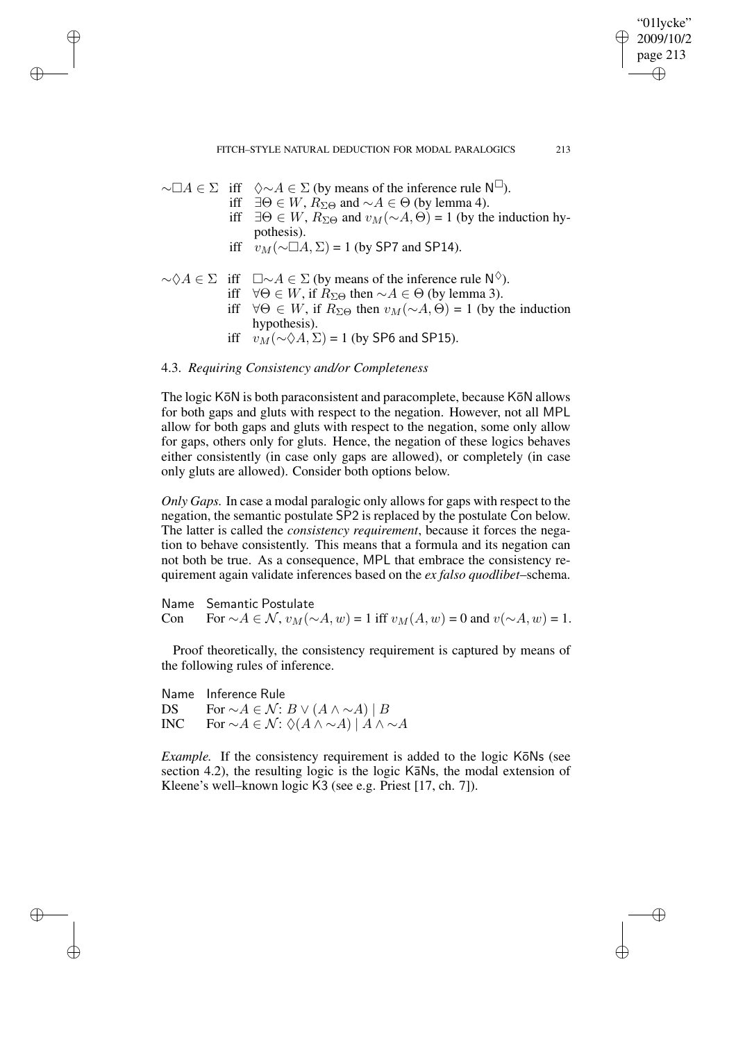$\sim\Box A \in \Sigma$ iff $\Diamond\sim A \in \Sigma$ (by means of the inference rule $\mathsf{N}^{\Box}$).
iff $\exists\Theta \in W$, $R_{\Sigma\Theta}$ and $\sim A \in \Theta$ (by lemma 4).
iff $\exists\Theta \in W$, $R_{\Sigma\Theta}$ and $v_M(\sim A, \Theta) = 1$ (by the induction hypothesis).
iff $v_M(\sim\Box A, \Sigma) = 1$ (by SP7 and SP14).

$\sim\Diamond A \in \Sigma$ iff $\Box\sim A \in \Sigma$ (by means of the inference rule $\mathsf{N}^{\Diamond}$).
iff $\forall\Theta \in W$, if $R_{\Sigma\Theta}$ then $\sim A \in \Theta$ (by lemma 3).
iff $\forall\Theta \in W$, if $R_{\Sigma\Theta}$ then $v_M(\sim A, \Theta) = 1$ (by the induction hypothesis).
iff $v_M(\sim\Diamond A, \Sigma) = 1$ (by SP6 and SP15).

### 4.3. *Requiring Consistency and/or Completeness*

The logic K$\bar{\text{o}}$N is both paraconsistent and paracomplete, because K$\bar{\text{o}}$N allows for both gaps and gluts with respect to the negation. However, not all MPL allow for both gaps and gluts with respect to the negation, some only allow for gaps, others only for gluts. Hence, the negation of these logics behaves either consistently (in case only gaps are allowed), or completely (in case only gluts are allowed). Consider both options below.

*Only Gaps.* In case a modal paralogic only allows for gaps with respect to the negation, the semantic postulate SP2 is replaced by the postulate Con below. The latter is called the *consistency requirement*, because it forces the negation to behave consistently. This means that a formula and its negation can not both be true. As a consequence, MPL that embrace the consistency requirement again validate inferences based on the *ex falso quodlibet*–schema.

| Name | Semantic Postulate |
|---|---|
| Con | For $\sim A \in \mathcal{N}$, $v_M(\sim A, w) = 1$ iff $v_M(A, w) = 0$ and $v(\sim A, w) = 1$. |

Proof theoretically, the consistency requirement is captured by means of the following rules of inference.

| Name | Inference Rule |
|---|---|
| DS | For $\sim A \in \mathcal{N}$: $B \vee (A \wedge \sim A) \mid B$ |
| INC | For $\sim A \in \mathcal{N}$: $\Diamond(A \wedge \sim A) \mid A \wedge \sim A$ |

*Example.* If the consistency requirement is added to the logic K$\bar{\text{o}}$Ns (see section 4.2), the resulting logic is the logic K$\bar{\text{a}}$Ns, the modal extension of Kleene's well–known logic K3 (see e.g. Priest [17, ch. 7]).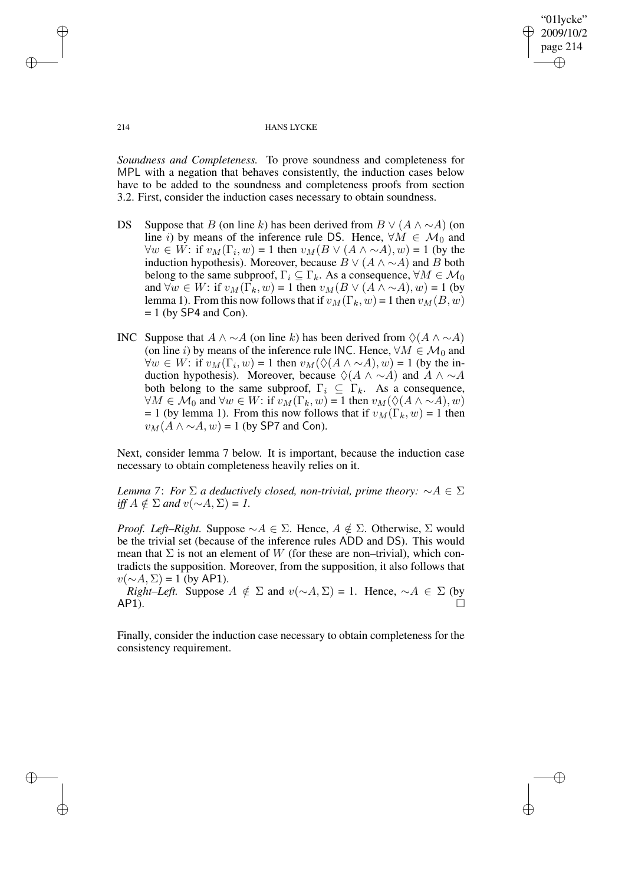*Soundness and Completeness.* To prove soundness and completeness for MPL with a negation that behaves consistently, the induction cases below have to be added to the soundness and completeness proofs from section 3.2. First, consider the induction cases necessary to obtain soundness.

- DS Suppose that $B$ (on line $k$) has been derived from $B \vee (A \wedge {\sim}A)$ (on line $i$) by means of the inference rule DS. Hence, $\forall M \in \mathcal{M}_0$ and $\forall w \in W$: if $v_M(\Gamma_i, w) = 1$ then $v_M(B \vee (A \wedge {\sim}A), w) = 1$ (by the induction hypothesis). Moreover, because $B \vee (A \wedge {\sim}A)$ and $B$ both belong to the same subproof, $\Gamma_i \subseteq \Gamma_k$. As a consequence, $\forall M \in \mathcal{M}_0$ and $\forall w \in W$: if $v_M(\Gamma_k, w) = 1$ then $v_M(B \vee (A \wedge {\sim}A), w) = 1$ (by lemma 1). From this now follows that if $v_M(\Gamma_k, w) = 1$ then $v_M(B, w) = 1$ (by SP4 and Con).

- INC Suppose that $A \wedge {\sim}A$ (on line $k$) has been derived from $\Diamond(A \wedge {\sim}A)$ (on line $i$) by means of the inference rule INC. Hence, $\forall M \in \mathcal{M}_0$ and $\forall w \in W$: if $v_M(\Gamma_i, w) = 1$ then $v_M(\Diamond(A \wedge {\sim}A), w) = 1$ (by the induction hypothesis). Moreover, because $\Diamond(A \wedge {\sim}A)$ and $A \wedge {\sim}A$ both belong to the same subproof, $\Gamma_i \subseteq \Gamma_k$. As a consequence, $\forall M \in \mathcal{M}_0$ and $\forall w \in W$: if $v_M(\Gamma_k, w) = 1$ then $v_M(\Diamond(A \wedge {\sim}A), w) = 1$ (by lemma 1). From this now follows that if $v_M(\Gamma_k, w) = 1$ then $v_M(A \wedge {\sim}A, w) = 1$ (by SP7 and Con).

Next, consider lemma 7 below. It is important, because the induction case necessary to obtain completeness heavily relies on it.

*Lemma 7*: *For $\Sigma$ a deductively closed, non-trivial, prime theory: ${\sim}A \in \Sigma$ iff $A \notin \Sigma$ and $v({\sim}A, \Sigma) = 1$.*

*Proof. Left–Right.* Suppose ${\sim}A \in \Sigma$. Hence, $A \notin \Sigma$. Otherwise, $\Sigma$ would be the trivial set (because of the inference rules ADD and DS). This would mean that $\Sigma$ is not an element of $W$ (for these are non–trivial), which contradicts the supposition. Moreover, from the supposition, it also follows that $v({\sim}A, \Sigma) = 1$ (by AP1).

*Right–Left.* Suppose $A \notin \Sigma$ and $v({\sim}A, \Sigma) = 1$. Hence, ${\sim}A \in \Sigma$ (by AP1). □

Finally, consider the induction case necessary to obtain completeness for the consistency requirement.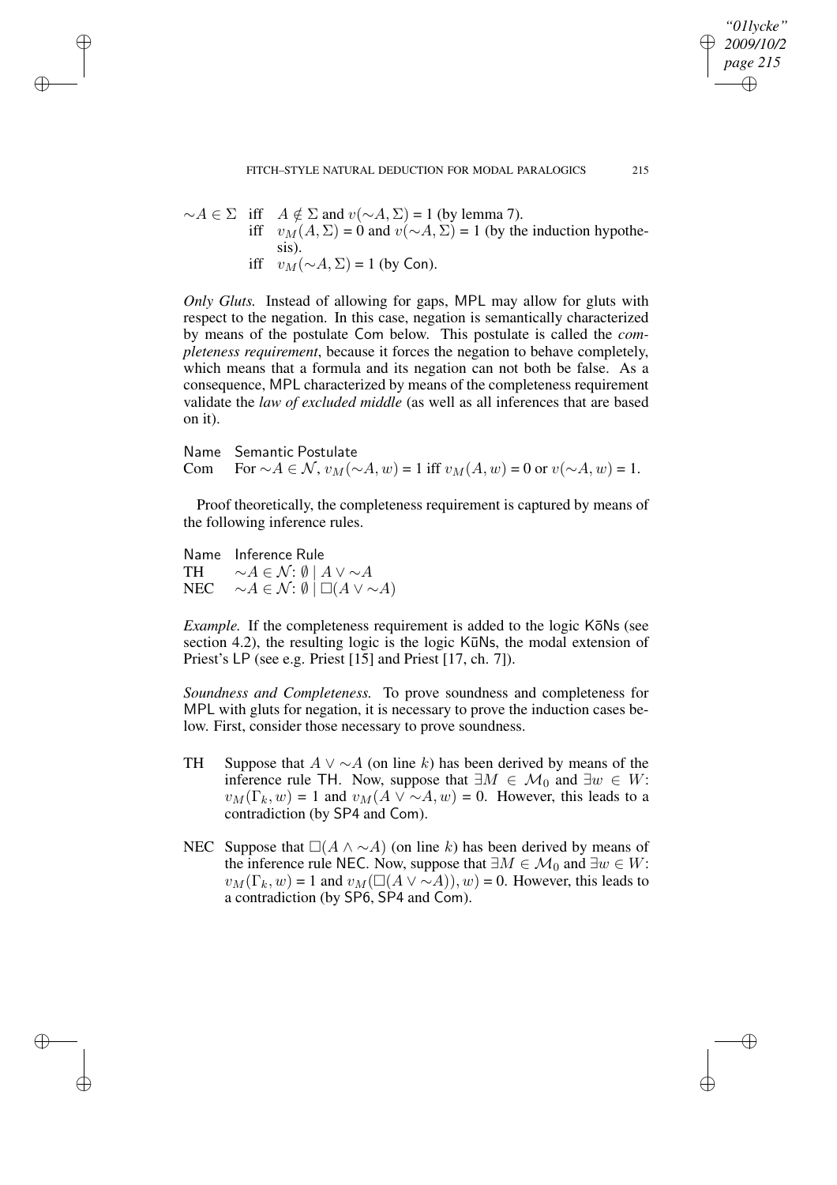$\sim A \in \Sigma$ iff $A \notin \Sigma$ and $v(\sim A, \Sigma) = 1$ (by lemma 7).
iff $v_M(A, \Sigma) = 0$ and $v(\sim A, \Sigma) = 1$ (by the induction hypothesis).
iff $v_M(\sim A, \Sigma) = 1$ (by Con).

*Only Gluts.* Instead of allowing for gaps, MPL may allow for gluts with respect to the negation. In this case, negation is semantically characterized by means of the postulate Com below. This postulate is called the *completeness requirement*, because it forces the negation to behave completely, which means that a formula and its negation can not both be false. As a consequence, MPL characterized by means of the completeness requirement validate the *law of excluded middle* (as well as all inferences that are based on it).

| Name | Semantic Postulate |
|---|---|
| Com | For $\sim A \in \mathcal{N}$, $v_M(\sim A, w) = 1$ iff $v_M(A, w) = 0$ or $v(\sim A, w) = 1$. |

Proof theoretically, the completeness requirement is captured by means of the following inference rules.

| Name | Inference Rule |
|---|---|
| TH | $\sim A \in \mathcal{N}$: $\emptyset \mid A \vee \sim A$ |
| NEC | $\sim A \in \mathcal{N}$: $\emptyset \mid \Box(A \vee \sim A)$ |

*Example.* If the completeness requirement is added to the logic KōNs (see section 4.2), the resulting logic is the logic KūNs, the modal extension of Priest's LP (see e.g. Priest [15] and Priest [17, ch. 7]).

*Soundness and Completeness.* To prove soundness and completeness for MPL with gluts for negation, it is necessary to prove the induction cases below. First, consider those necessary to prove soundness.

- TH Suppose that $A \vee \sim A$ (on line $k$) has been derived by means of the inference rule TH. Now, suppose that $\exists M \in \mathcal{M}_0$ and $\exists w \in W$: $v_M(\Gamma_k, w) = 1$ and $v_M(A \vee \sim A, w) = 0$. However, this leads to a contradiction (by SP4 and Com).
- NEC Suppose that $\Box(A \wedge \sim A)$ (on line $k$) has been derived by means of the inference rule NEC. Now, suppose that $\exists M \in \mathcal{M}_0$ and $\exists w \in W$: $v_M(\Gamma_k, w) = 1$ and $v_M(\Box(A \vee \sim A)), w) = 0$. However, this leads to a contradiction (by SP6, SP4 and Com).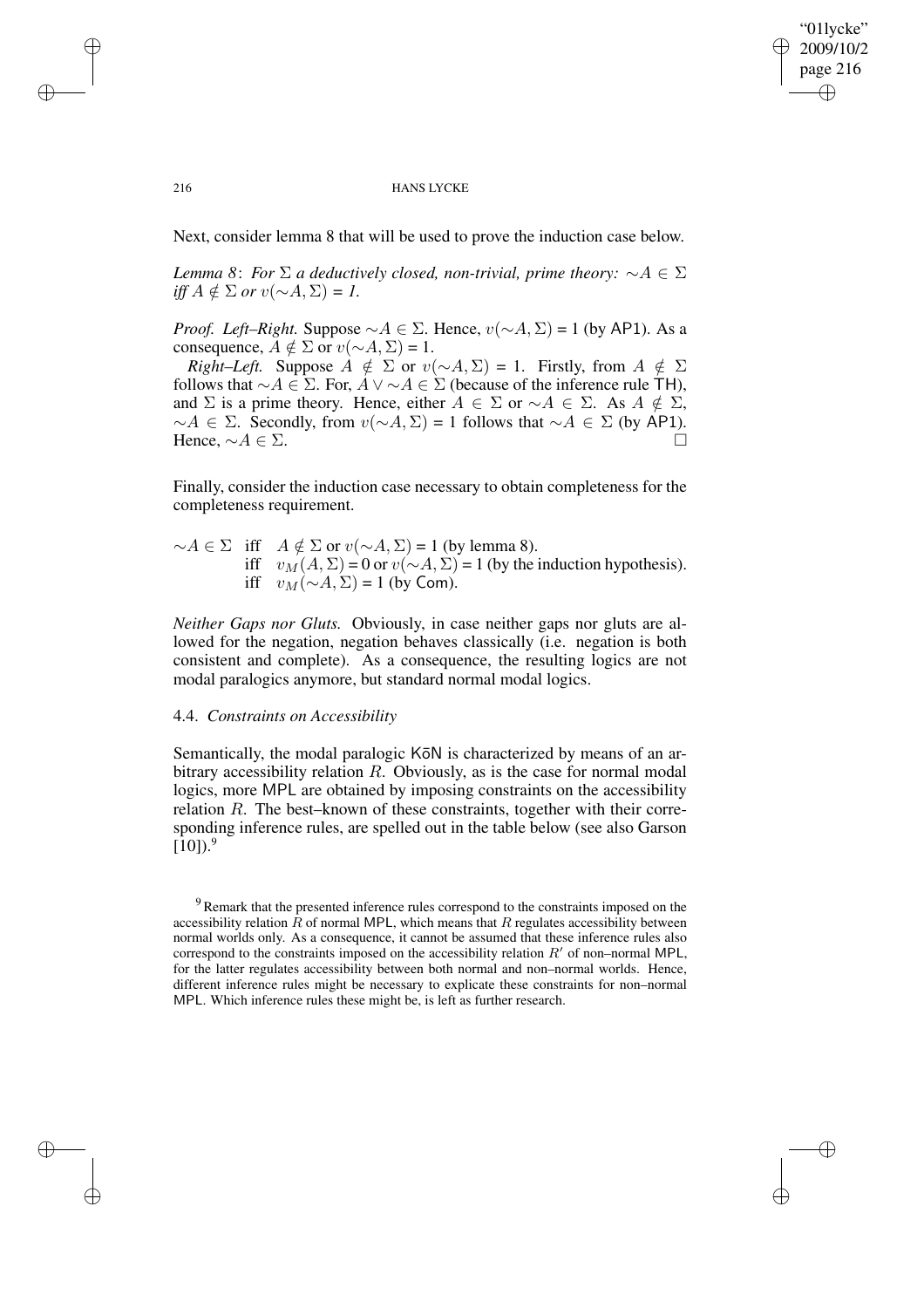Next, consider lemma 8 that will be used to prove the induction case below.

*Lemma 8*: *For $\Sigma$ a deductively closed, non-trivial, prime theory: $\sim A \in \Sigma$ iff $A \notin \Sigma$ or $v(\sim A, \Sigma) = 1$.*

*Proof. Left–Right.* Suppose $\sim A \in \Sigma$. Hence, $v(\sim A, \Sigma) = 1$ (by AP1). As a consequence, $A \notin \Sigma$ or $v(\sim A, \Sigma) = 1$.

*Right–Left.* Suppose $A \notin \Sigma$ or $v(\sim A, \Sigma) = 1$. Firstly, from $A \notin \Sigma$ follows that $\sim A \in \Sigma$. For, $A \vee \sim A \in \Sigma$ (because of the inference rule TH), and $\Sigma$ is a prime theory. Hence, either $A \in \Sigma$ or $\sim A \in \Sigma$. As $A \notin \Sigma$, $\sim A \in \Sigma$. Secondly, from $v(\sim A, \Sigma) = 1$ follows that $\sim A \in \Sigma$ (by AP1). Hence, $\sim A \in \Sigma$. □

Finally, consider the induction case necessary to obtain completeness for the completeness requirement.

$\sim A \in \Sigma$ iff $A \notin \Sigma$ or $v(\sim A, \Sigma) = 1$ (by lemma 8).
iff $v_M(A, \Sigma) = 0$ or $v(\sim A, \Sigma) = 1$ (by the induction hypothesis).
iff $v_M(\sim A, \Sigma) = 1$ (by Com).

*Neither Gaps nor Gluts.* Obviously, in case neither gaps nor gluts are allowed for the negation, negation behaves classically (i.e. negation is both consistent and complete). As a consequence, the resulting logics are not modal paralogics anymore, but standard normal modal logics.

### 4.4. *Constraints on Accessibility*

Semantically, the modal paralogic K$\bar{o}$N is characterized by means of an arbitrary accessibility relation $R$. Obviously, as is the case for normal modal logics, more MPL are obtained by imposing constraints on the accessibility relation $R$. The best–known of these constraints, together with their corresponding inference rules, are spelled out in the table below (see also Garson [10]).[9]

[9] Remark that the presented inference rules correspond to the constraints imposed on the accessibility relation $R$ of normal MPL, which means that $R$ regulates accessibility between normal worlds only. As a consequence, it cannot be assumed that these inference rules also correspond to the constraints imposed on the accessibility relation $R'$ of non–normal MPL, for the latter regulates accessibility between both normal and non–normal worlds. Hence, different inference rules might be necessary to explicate these constraints for non–normal MPL. Which inference rules these might be, is left as further research.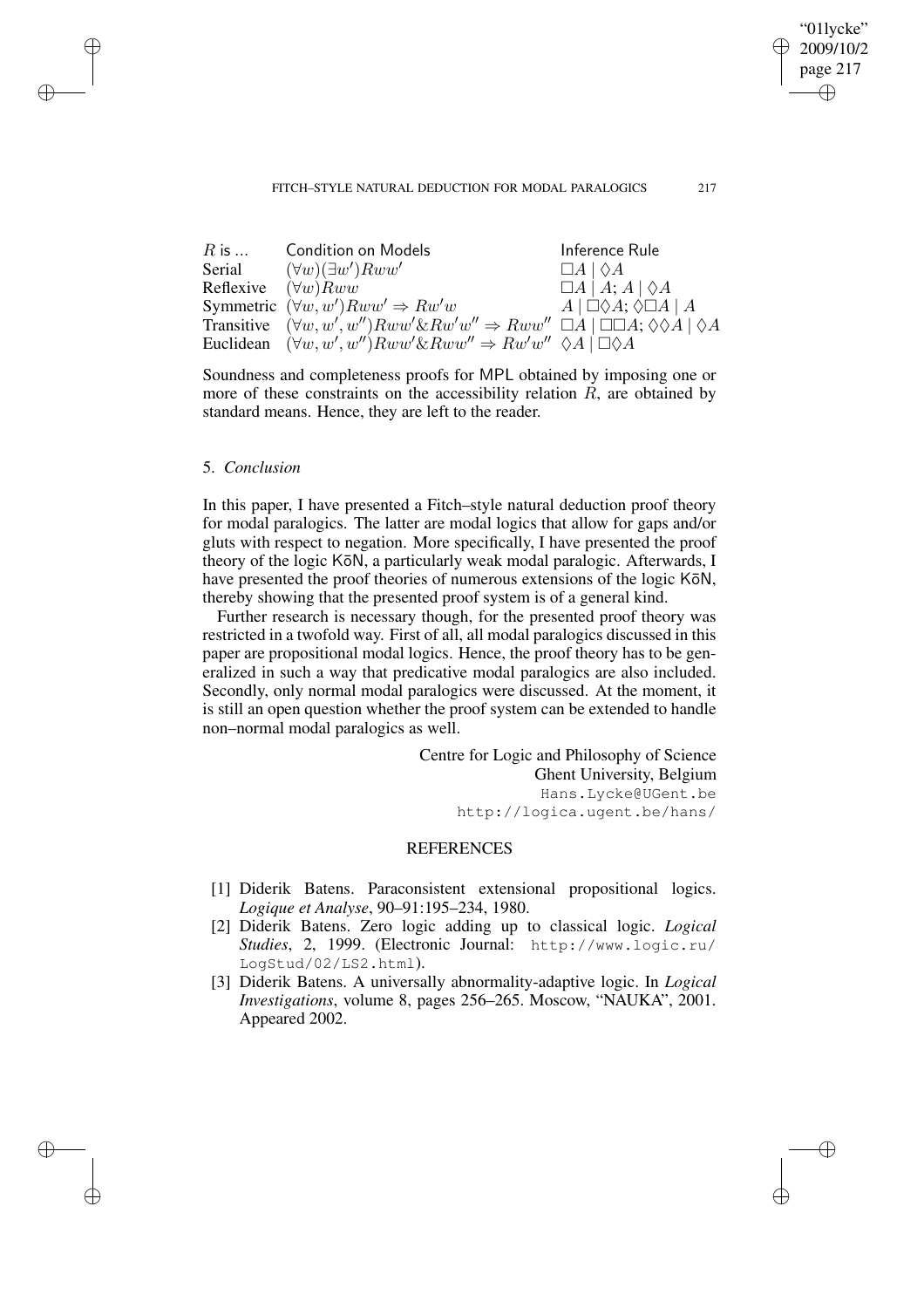| $R$ is ... | Condition on Models | Inference Rule |
| --- | --- | --- |
| Serial | $(\forall w)(\exists w')Rww'$ | $\Box A \mid \Diamond A$ |
| Reflexive | $(\forall w)Rww$ | $\Box A \mid A$; $A \mid \Diamond A$ |
| Symmetric | $(\forall w, w')Rww' \Rightarrow Rw'w$ | $A \mid \Box\Diamond A$; $\Diamond\Box A \mid A$ |
| Transitive | $(\forall w, w', w'')Rww' \& Rw'w'' \Rightarrow Rww''$ | $\Box A \mid \Box\Box A$; $\Diamond\Diamond A \mid \Diamond A$ |
| Euclidean | $(\forall w, w', w'')Rww' \& Rww'' \Rightarrow Rw'w''$ | $\Diamond A \mid \Box\Diamond A$ |

Soundness and completeness proofs for MPL obtained by imposing one or more of these constraints on the accessibility relation $R$, are obtained by standard means. Hence, they are left to the reader.

## 5. *Conclusion*

In this paper, I have presented a Fitch–style natural deduction proof theory for modal paralogics. The latter are modal logics that allow for gaps and/or gluts with respect to negation. More specifically, I have presented the proof theory of the logic K$\bar{\text{o}}$N, a particularly weak modal paralogic. Afterwards, I have presented the proof theories of numerous extensions of the logic K$\bar{\text{o}}$N, thereby showing that the presented proof system is of a general kind.

Further research is necessary though, for the presented proof theory was restricted in a twofold way. First of all, all modal paralogics discussed in this paper are propositional modal logics. Hence, the proof theory has to be generalized in such a way that predicative modal paralogics are also included. Secondly, only normal modal paralogics were discussed. At the moment, it is still an open question whether the proof system can be extended to handle non–normal modal paralogics as well.

Centre for Logic and Philosophy of Science
Ghent University, Belgium
Hans.Lycke@UGent.be
http://logica.ugent.be/hans/

## REFERENCES

[1] Diderik Batens. Paraconsistent extensional propositional logics. *Logique et Analyse*, 90–91:195–234, 1980.

[2] Diderik Batens. Zero logic adding up to classical logic. *Logical Studies*, 2, 1999. (Electronic Journal: http://www.logic.ru/LogStud/02/LS2.html).

[3] Diderik Batens. A universally abnormality-adaptive logic. In *Logical Investigations*, volume 8, pages 256–265. Moscow, "NAUKA", 2001. Appeared 2002.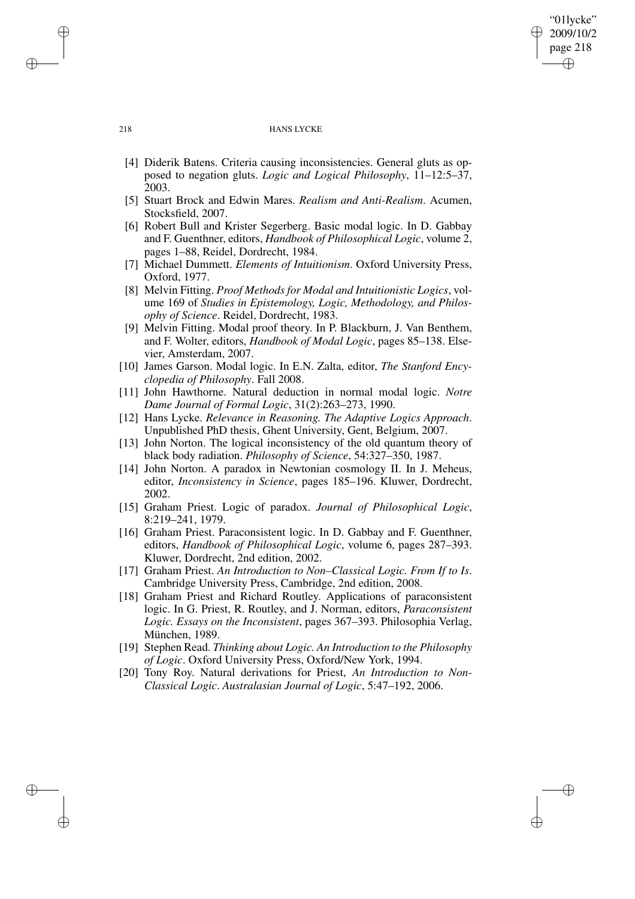[4] Diderik Batens. Criteria causing inconsistencies. General gluts as opposed to negation gluts. *Logic and Logical Philosophy*, 11–12:5–37, 2003.

[5] Stuart Brock and Edwin Mares. *Realism and Anti-Realism*. Acumen, Stocksfield, 2007.

[6] Robert Bull and Krister Segerberg. Basic modal logic. In D. Gabbay and F. Guenthner, editors, *Handbook of Philosophical Logic*, volume 2, pages 1–88, Reidel, Dordrecht, 1984.

[7] Michael Dummett. *Elements of Intuitionism*. Oxford University Press, Oxford, 1977.

[8] Melvin Fitting. *Proof Methods for Modal and Intuitionistic Logics*, volume 169 of *Studies in Epistemology, Logic, Methodology, and Philosophy of Science*. Reidel, Dordrecht, 1983.

[9] Melvin Fitting. Modal proof theory. In P. Blackburn, J. Van Benthem, and F. Wolter, editors, *Handbook of Modal Logic*, pages 85–138. Elsevier, Amsterdam, 2007.

[10] James Garson. Modal logic. In E.N. Zalta, editor, *The Stanford Encyclopedia of Philosophy*. Fall 2008.

[11] John Hawthorne. Natural deduction in normal modal logic. *Notre Dame Journal of Formal Logic*, 31(2):263–273, 1990.

[12] Hans Lycke. *Relevance in Reasoning. The Adaptive Logics Approach*. Unpublished PhD thesis, Ghent University, Gent, Belgium, 2007.

[13] John Norton. The logical inconsistency of the old quantum theory of black body radiation. *Philosophy of Science*, 54:327–350, 1987.

[14] John Norton. A paradox in Newtonian cosmology II. In J. Meheus, editor, *Inconsistency in Science*, pages 185–196. Kluwer, Dordrecht, 2002.

[15] Graham Priest. Logic of paradox. *Journal of Philosophical Logic*, 8:219–241, 1979.

[16] Graham Priest. Paraconsistent logic. In D. Gabbay and F. Guenthner, editors, *Handbook of Philosophical Logic*, volume 6, pages 287–393. Kluwer, Dordrecht, 2nd edition, 2002.

[17] Graham Priest. *An Introduction to Non–Classical Logic. From If to Is*. Cambridge University Press, Cambridge, 2nd edition, 2008.

[18] Graham Priest and Richard Routley. Applications of paraconsistent logic. In G. Priest, R. Routley, and J. Norman, editors, *Paraconsistent Logic. Essays on the Inconsistent*, pages 367–393. Philosophia Verlag, München, 1989.

[19] Stephen Read. *Thinking about Logic. An Introduction to the Philosophy of Logic*. Oxford University Press, Oxford/New York, 1994.

[20] Tony Roy. Natural derivations for Priest, *An Introduction to Non-Classical Logic*. *Australasian Journal of Logic*, 5:47–192, 2006.